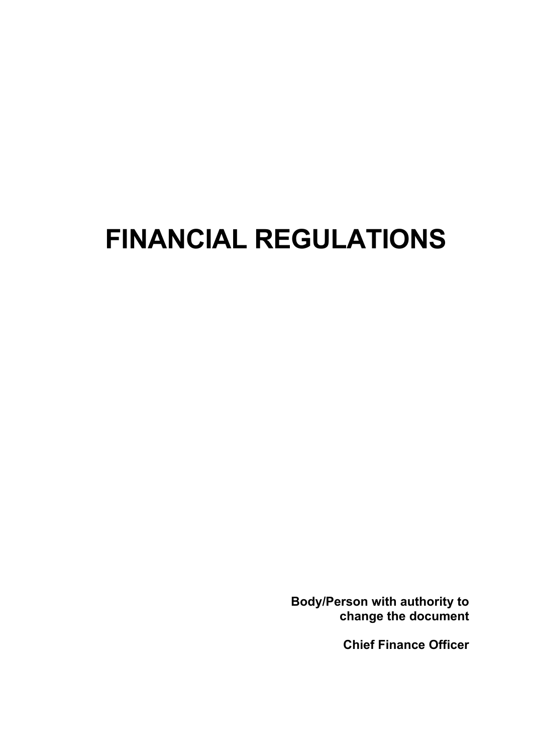# FINANCIAL REGULATIONS

**Body/Person with authority to change the document**

**Chief Finance Officer**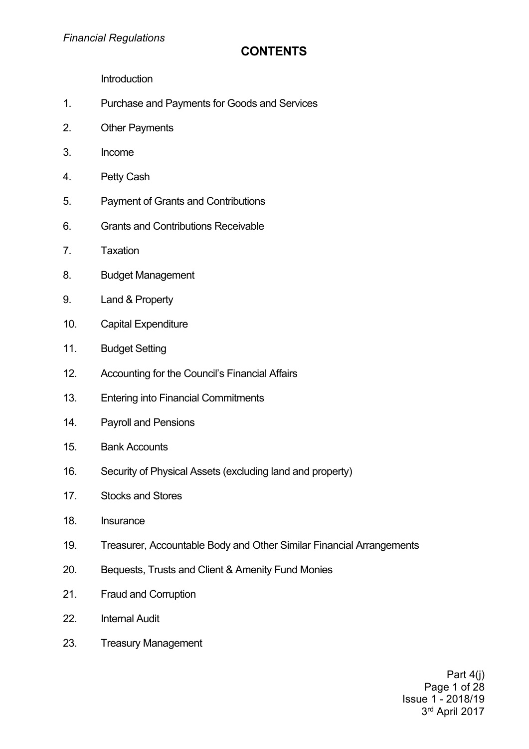# CONTENTS

Introduction

1. Purchase and Payments for Goods and Services
2. Other Payments
3. Income
4. Petty Cash
5. Payment of Grants and Contributions
6. Grants and Contributions Receivable
7. Taxation
8. Budget Management
9. Land & Property
10. Capital Expenditure
11. Budget Setting
12. Accounting for the Council's Financial Affairs
13. Entering into Financial Commitments
14. Payroll and Pensions
15. Bank Accounts
16. Security of Physical Assets (excluding land and property)
17. Stocks and Stores
18. Insurance
19. Treasurer, Accountable Body and Other Similar Financial Arrangements
20. Bequests, Trusts and Client & Amenity Fund Monies
21. Fraud and Corruption
22. Internal Audit
23. Treasury Management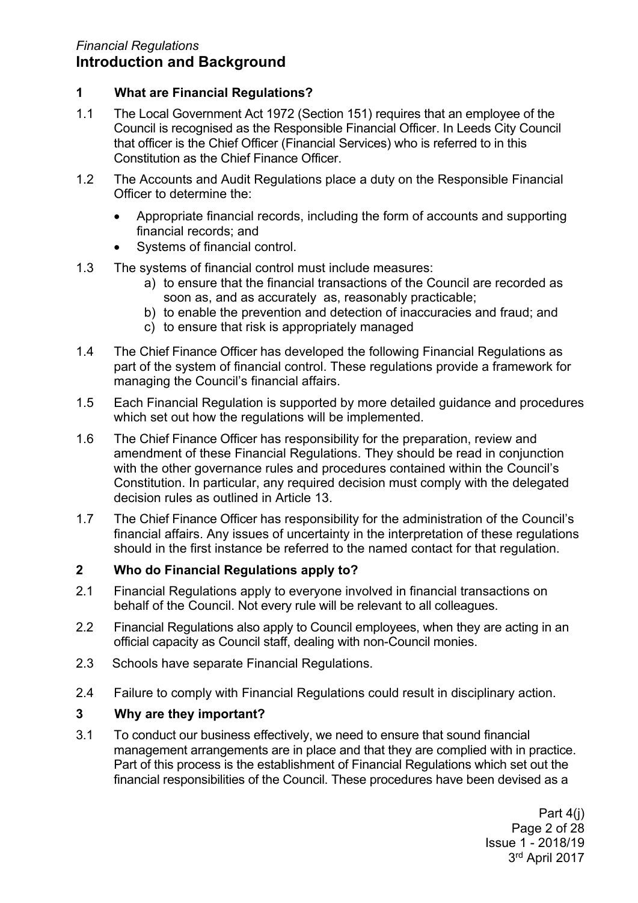*Financial Regulations*

# Introduction and Background

## 1 What are Financial Regulations?

1.1 The Local Government Act 1972 (Section 151) requires that an employee of the Council is recognised as the Responsible Financial Officer. In Leeds City Council that officer is the Chief Officer (Financial Services) who is referred to in this Constitution as the Chief Finance Officer.

1.2 The Accounts and Audit Regulations place a duty on the Responsible Financial Officer to determine the:

- Appropriate financial records, including the form of accounts and supporting financial records; and
- Systems of financial control.

1.3 The systems of financial control must include measures:

a) to ensure that the financial transactions of the Council are recorded as soon as, and as accurately as, reasonably practicable;
b) to enable the prevention and detection of inaccuracies and fraud; and
c) to ensure that risk is appropriately managed

1.4 The Chief Finance Officer has developed the following Financial Regulations as part of the system of financial control. These regulations provide a framework for managing the Council's financial affairs.

1.5 Each Financial Regulation is supported by more detailed guidance and procedures which set out how the regulations will be implemented.

1.6 The Chief Finance Officer has responsibility for the preparation, review and amendment of these Financial Regulations. They should be read in conjunction with the other governance rules and procedures contained within the Council's Constitution. In particular, any required decision must comply with the delegated decision rules as outlined in Article 13.

1.7 The Chief Finance Officer has responsibility for the administration of the Council's financial affairs. Any issues of uncertainty in the interpretation of these regulations should in the first instance be referred to the named contact for that regulation.

## 2 Who do Financial Regulations apply to?

2.1 Financial Regulations apply to everyone involved in financial transactions on behalf of the Council. Not every rule will be relevant to all colleagues.

2.2 Financial Regulations also apply to Council employees, when they are acting in an official capacity as Council staff, dealing with non-Council monies.

2.3 Schools have separate Financial Regulations.

2.4 Failure to comply with Financial Regulations could result in disciplinary action.

## 3 Why are they important?

3.1 To conduct our business effectively, we need to ensure that sound financial management arrangements are in place and that they are complied with in practice. Part of this process is the establishment of Financial Regulations which set out the financial responsibilities of the Council. These procedures have been devised as a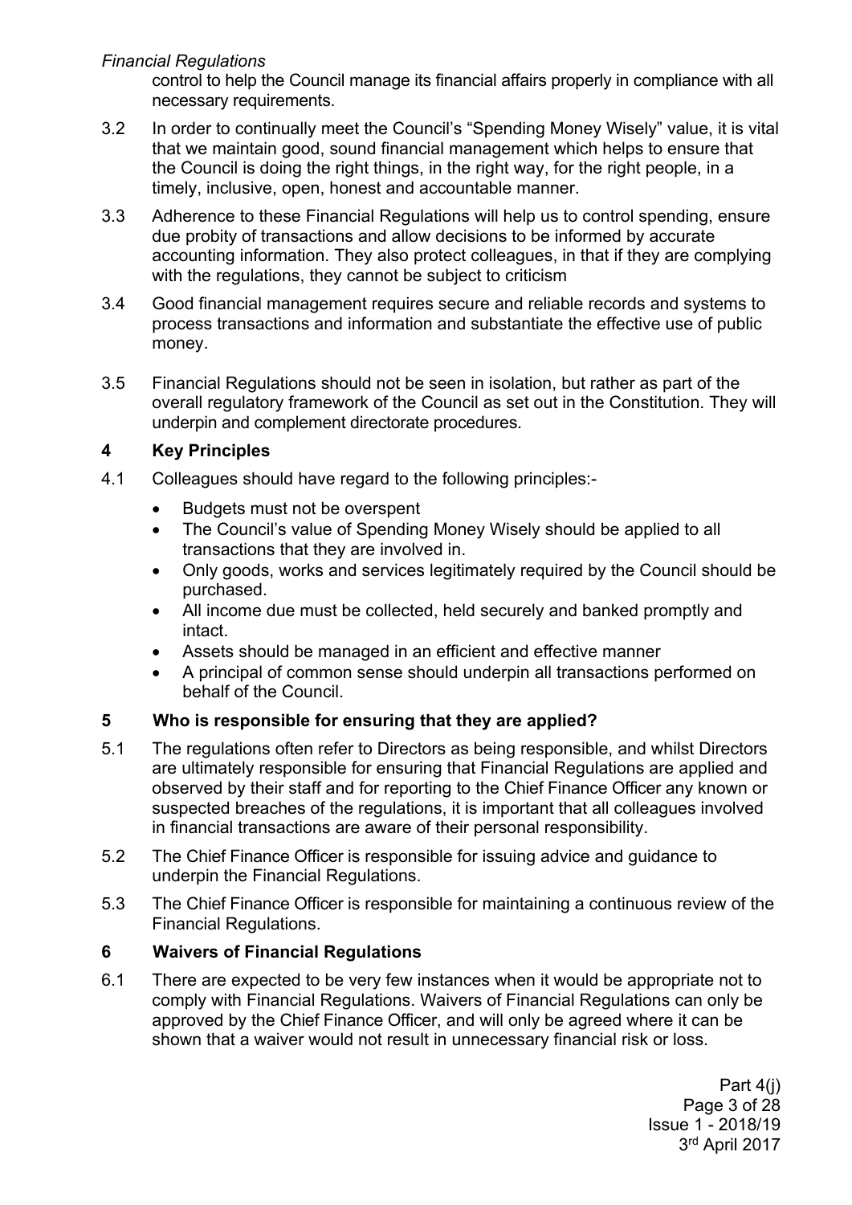control to help the Council manage its financial affairs properly in compliance with all necessary requirements.

3.2 In order to continually meet the Council's "Spending Money Wisely" value, it is vital that we maintain good, sound financial management which helps to ensure that the Council is doing the right things, in the right way, for the right people, in a timely, inclusive, open, honest and accountable manner.

3.3 Adherence to these Financial Regulations will help us to control spending, ensure due probity of transactions and allow decisions to be informed by accurate accounting information. They also protect colleagues, in that if they are complying with the regulations, they cannot be subject to criticism

3.4 Good financial management requires secure and reliable records and systems to process transactions and information and substantiate the effective use of public money.

3.5 Financial Regulations should not be seen in isolation, but rather as part of the overall regulatory framework of the Council as set out in the Constitution. They will underpin and complement directorate procedures.

## 4 Key Principles

4.1 Colleagues should have regard to the following principles:-

- Budgets must not be overspent
- The Council's value of Spending Money Wisely should be applied to all transactions that they are involved in.
- Only goods, works and services legitimately required by the Council should be purchased.
- All income due must be collected, held securely and banked promptly and intact.
- Assets should be managed in an efficient and effective manner
- A principal of common sense should underpin all transactions performed on behalf of the Council.

## 5 Who is responsible for ensuring that they are applied?

5.1 The regulations often refer to Directors as being responsible, and whilst Directors are ultimately responsible for ensuring that Financial Regulations are applied and observed by their staff and for reporting to the Chief Finance Officer any known or suspected breaches of the regulations, it is important that all colleagues involved in financial transactions are aware of their personal responsibility.

5.2 The Chief Finance Officer is responsible for issuing advice and guidance to underpin the Financial Regulations.

5.3 The Chief Finance Officer is responsible for maintaining a continuous review of the Financial Regulations.

## 6 Waivers of Financial Regulations

6.1 There are expected to be very few instances when it would be appropriate not to comply with Financial Regulations. Waivers of Financial Regulations can only be approved by the Chief Finance Officer, and will only be agreed where it can be shown that a waiver would not result in unnecessary financial risk or loss.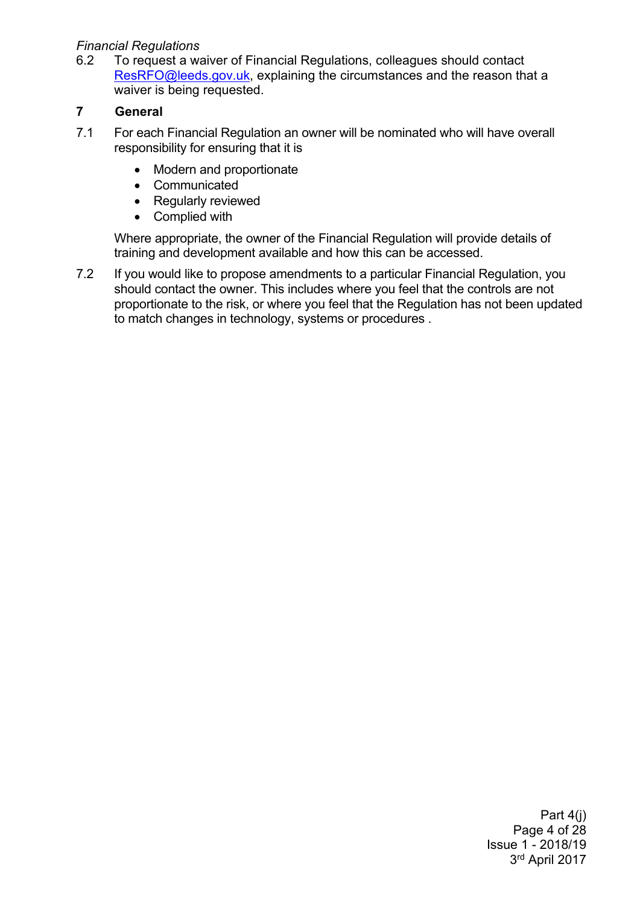*Financial Regulations*

6.2 To request a waiver of Financial Regulations, colleagues should contact ResRFO@leeds.gov.uk, explaining the circumstances and the reason that a waiver is being requested.

## 7 General

7.1 For each Financial Regulation an owner will be nominated who will have overall responsibility for ensuring that it is

- Modern and proportionate
- Communicated
- Regularly reviewed
- Complied with

Where appropriate, the owner of the Financial Regulation will provide details of training and development available and how this can be accessed.

7.2 If you would like to propose amendments to a particular Financial Regulation, you should contact the owner. This includes where you feel that the controls are not proportionate to the risk, or where you feel that the Regulation has not been updated to match changes in technology, systems or procedures .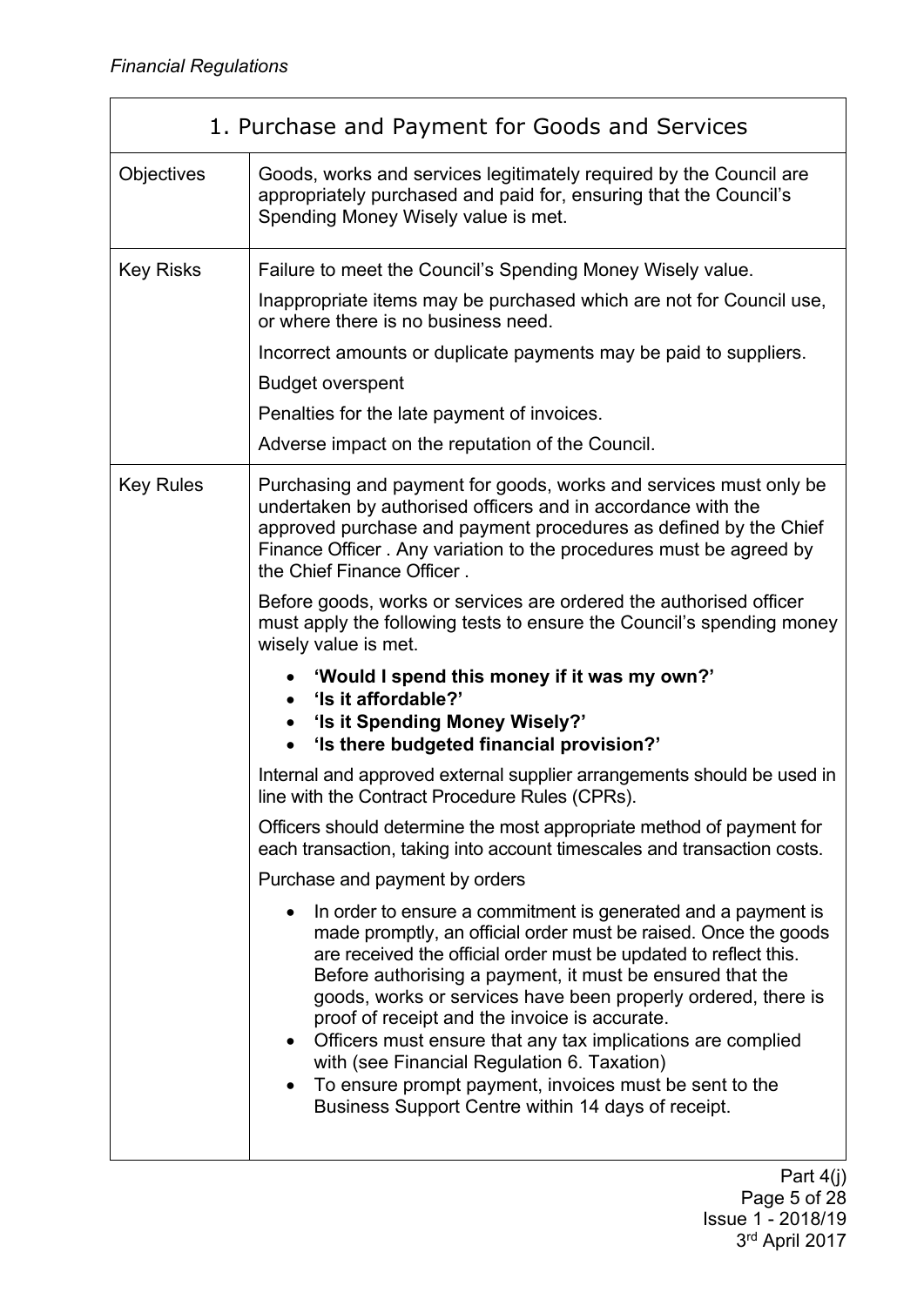| 1. Purchase and Payment for Goods and Services | |
|---|---|
| Objectives | Goods, works and services legitimately required by the Council are appropriately purchased and paid for, ensuring that the Council's Spending Money Wisely value is met. |
| Key Risks | Failure to meet the Council's Spending Money Wisely value.<br><br>Inappropriate items may be purchased which are not for Council use, or where there is no business need.<br><br>Incorrect amounts or duplicate payments may be paid to suppliers.<br><br>Budget overspent<br><br>Penalties for the late payment of invoices.<br><br>Adverse impact on the reputation of the Council. |
| Key Rules | Purchasing and payment for goods, works and services must only be undertaken by authorised officers and in accordance with the approved purchase and payment procedures as defined by the Chief Finance Officer . Any variation to the procedures must be agreed by the Chief Finance Officer .<br><br>Before goods, works or services are ordered the authorised officer must apply the following tests to ensure the Council's spending money wisely value is met.<br><br>• **'Would I spend this money if it was my own?'**<br>• **'Is it affordable?'**<br>• **'Is it Spending Money Wisely?'**<br>• **'Is there budgeted financial provision?'**<br><br>Internal and approved external supplier arrangements should be used in line with the Contract Procedure Rules (CPRs).<br><br>Officers should determine the most appropriate method of payment for each transaction, taking into account timescales and transaction costs.<br><br>Purchase and payment by orders<br><br>• In order to ensure a commitment is generated and a payment is made promptly, an official order must be raised. Once the goods are received the official order must be updated to reflect this. Before authorising a payment, it must be ensured that the goods, works or services have been properly ordered, there is proof of receipt and the invoice is accurate.<br>• Officers must ensure that any tax implications are complied with (see Financial Regulation 6. Taxation)<br>• To ensure prompt payment, invoices must be sent to the Business Support Centre within 14 days of receipt. |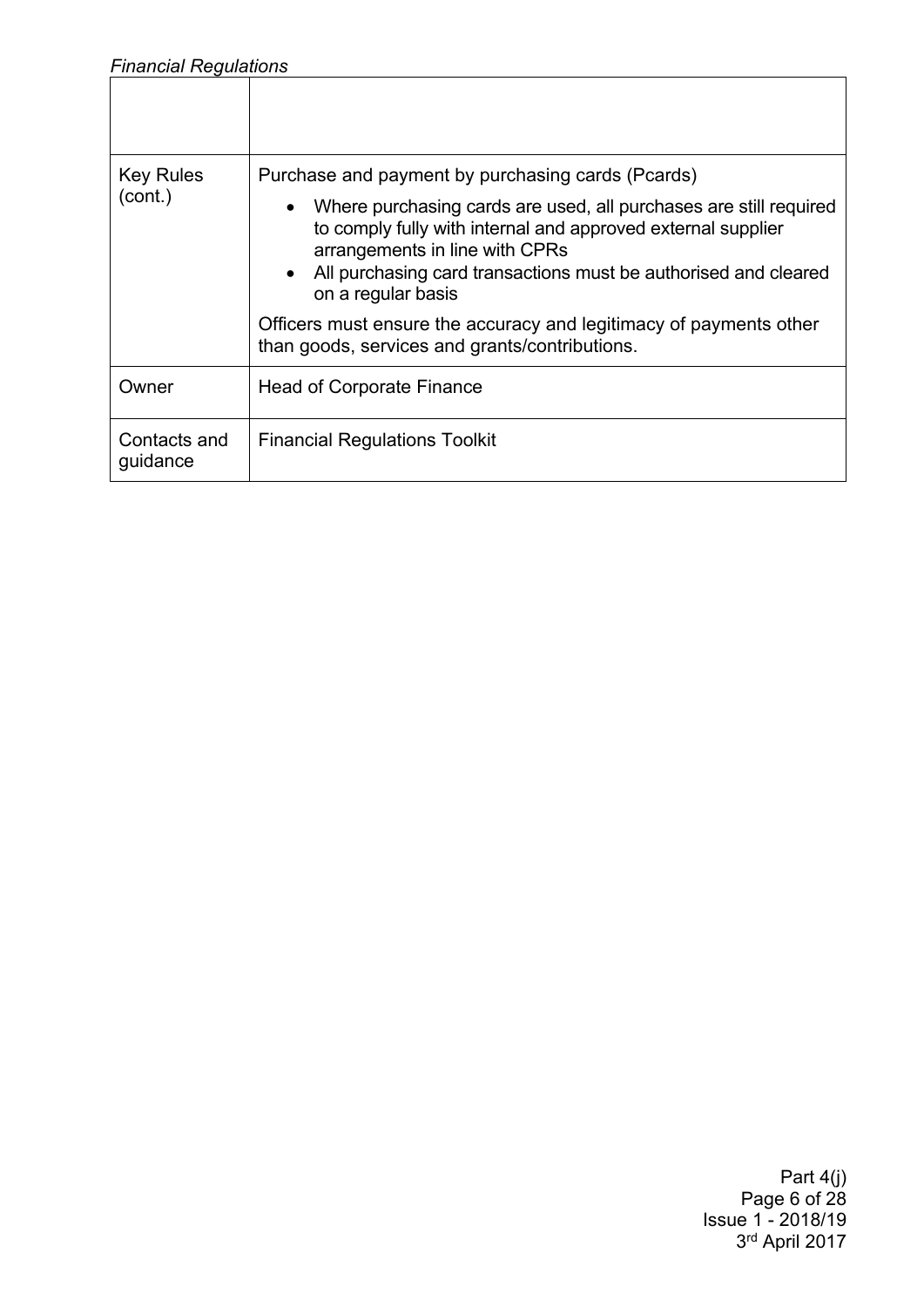| | |
|---|---|
| | |
| Key Rules (cont.) | Purchase and payment by purchasing cards (Pcards)<br>• Where purchasing cards are used, all purchases are still required to comply fully with internal and approved external supplier arrangements in line with CPRs<br>• All purchasing card transactions must be authorised and cleared on a regular basis<br><br>Officers must ensure the accuracy and legitimacy of payments other than goods, services and grants/contributions. |
| Owner | Head of Corporate Finance |
| Contacts and guidance | Financial Regulations Toolkit |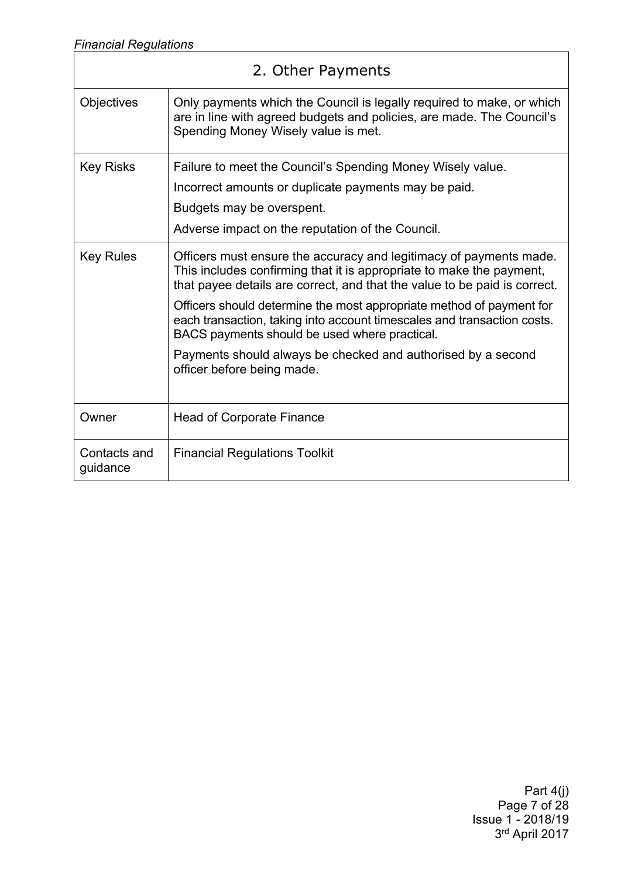| 2. Other Payments | |
|---|---|
| Objectives | Only payments which the Council is legally required to make, or which are in line with agreed budgets and policies, are made. The Council's Spending Money Wisely value is met. |
| Key Risks | Failure to meet the Council's Spending Money Wisely value.<br>Incorrect amounts or duplicate payments may be paid.<br>Budgets may be overspent.<br>Adverse impact on the reputation of the Council. |
| Key Rules | Officers must ensure the accuracy and legitimacy of payments made. This includes confirming that it is appropriate to make the payment, that payee details are correct, and that the value to be paid is correct.<br>Officers should determine the most appropriate method of payment for each transaction, taking into account timescales and transaction costs. BACS payments should be used where practical.<br>Payments should always be checked and authorised by a second officer before being made. |
| Owner | Head of Corporate Finance |
| Contacts and guidance | Financial Regulations Toolkit |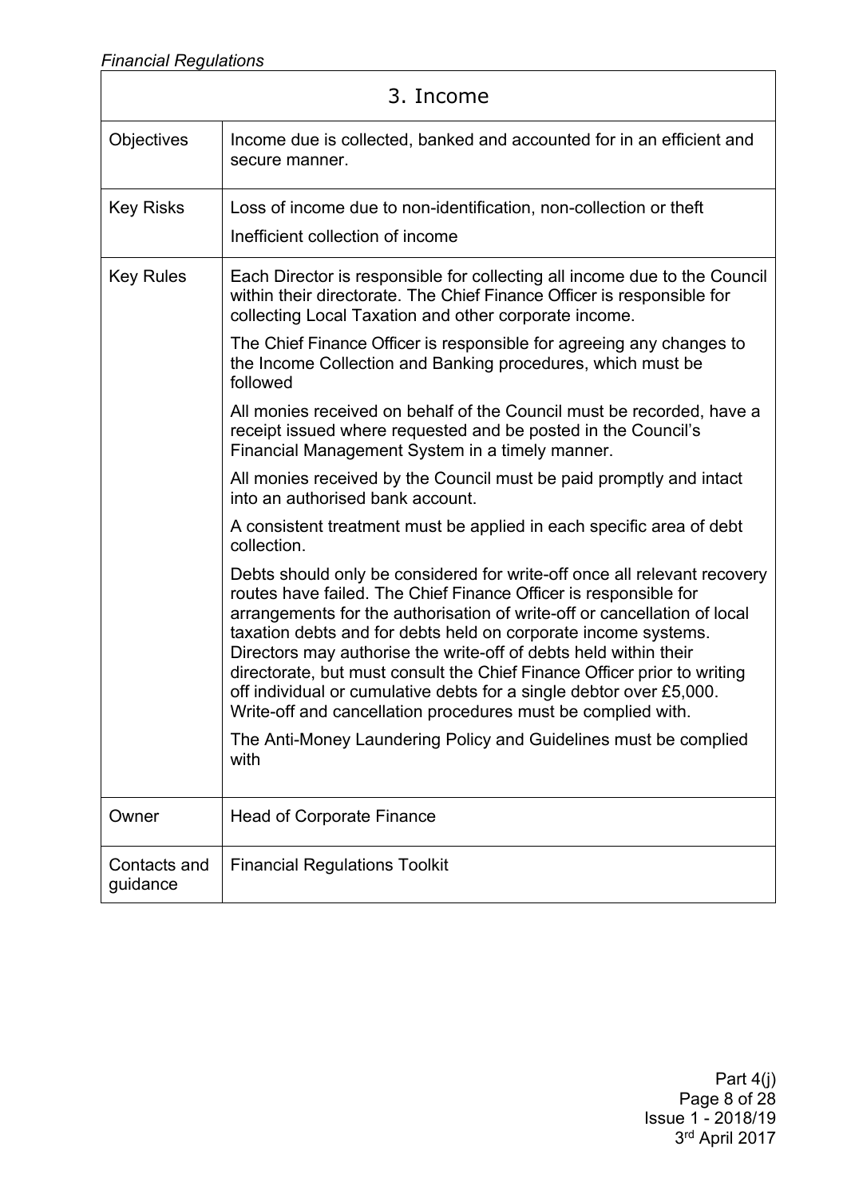## 3. Income

| | |
|---|---|
| Objectives | Income due is collected, banked and accounted for in an efficient and secure manner. |
| Key Risks | Loss of income due to non-identification, non-collection or theft<br><br>Inefficient collection of income |
| Key Rules | Each Director is responsible for collecting all income due to the Council within their directorate. The Chief Finance Officer is responsible for collecting Local Taxation and other corporate income.<br><br>The Chief Finance Officer is responsible for agreeing any changes to the Income Collection and Banking procedures, which must be followed<br><br>All monies received on behalf of the Council must be recorded, have a receipt issued where requested and be posted in the Council's Financial Management System in a timely manner.<br><br>All monies received by the Council must be paid promptly and intact into an authorised bank account.<br><br>A consistent treatment must be applied in each specific area of debt collection.<br><br>Debts should only be considered for write-off once all relevant recovery routes have failed. The Chief Finance Officer is responsible for arrangements for the authorisation of write-off or cancellation of local taxation debts and for debts held on corporate income systems. Directors may authorise the write-off of debts held within their directorate, but must consult the Chief Finance Officer prior to writing off individual or cumulative debts for a single debtor over £5,000. Write-off and cancellation procedures must be complied with.<br><br>The Anti-Money Laundering Policy and Guidelines must be complied with |
| Owner | Head of Corporate Finance |
| Contacts and guidance | Financial Regulations Toolkit |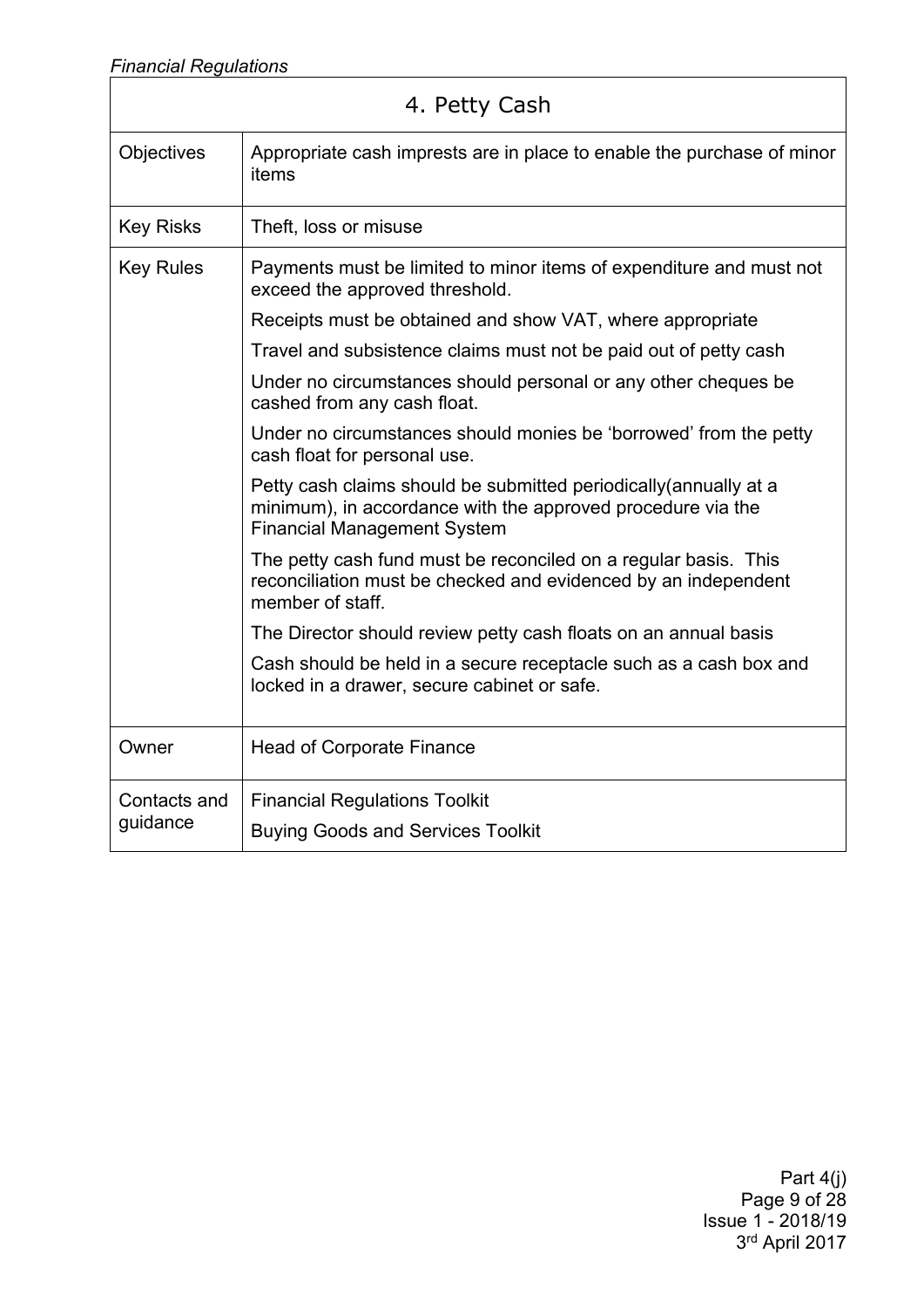| 4. Petty Cash | |
|---|---|
| Objectives | Appropriate cash imprests are in place to enable the purchase of minor items |
| Key Risks | Theft, loss or misuse |
| Key Rules | Payments must be limited to minor items of expenditure and must not exceed the approved threshold.<br><br>Receipts must be obtained and show VAT, where appropriate<br><br>Travel and subsistence claims must not be paid out of petty cash<br><br>Under no circumstances should personal or any other cheques be cashed from any cash float.<br><br>Under no circumstances should monies be 'borrowed' from the petty cash float for personal use.<br><br>Petty cash claims should be submitted periodically(annually at a minimum), in accordance with the approved procedure via the Financial Management System<br><br>The petty cash fund must be reconciled on a regular basis. This reconciliation must be checked and evidenced by an independent member of staff.<br><br>The Director should review petty cash floats on an annual basis<br><br>Cash should be held in a secure receptacle such as a cash box and locked in a drawer, secure cabinet or safe. |
| Owner | Head of Corporate Finance |
| Contacts and guidance | Financial Regulations Toolkit<br><br>Buying Goods and Services Toolkit |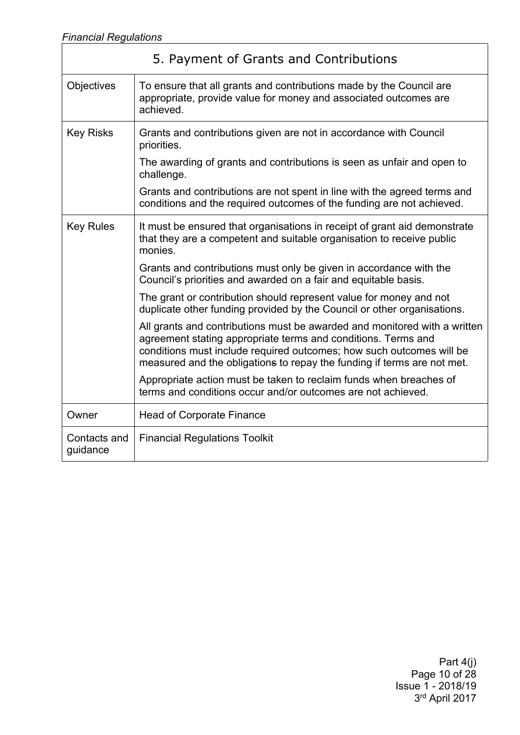## 5. Payment of Grants and Contributions

| | |
|---|---|
| Objectives | To ensure that all grants and contributions made by the Council are appropriate, provide value for money and associated outcomes are achieved. |
| Key Risks | Grants and contributions given are not in accordance with Council priorities.<br><br>The awarding of grants and contributions is seen as unfair and open to challenge.<br><br>Grants and contributions are not spent in line with the agreed terms and conditions and the required outcomes of the funding are not achieved. |
| Key Rules | It must be ensured that organisations in receipt of grant aid demonstrate that they are a competent and suitable organisation to receive public monies.<br><br>Grants and contributions must only be given in accordance with the Council's priorities and awarded on a fair and equitable basis.<br><br>The grant or contribution should represent value for money and not duplicate other funding provided by the Council or other organisations.<br><br>All grants and contributions must be awarded and monitored with a written agreement stating appropriate terms and conditions. Terms and conditions must include required outcomes; how such outcomes will be measured and the obligations to repay the funding if terms are not met.<br><br>Appropriate action must be taken to reclaim funds when breaches of terms and conditions occur and/or outcomes are not achieved. |
| Owner | Head of Corporate Finance |
| Contacts and guidance | Financial Regulations Toolkit |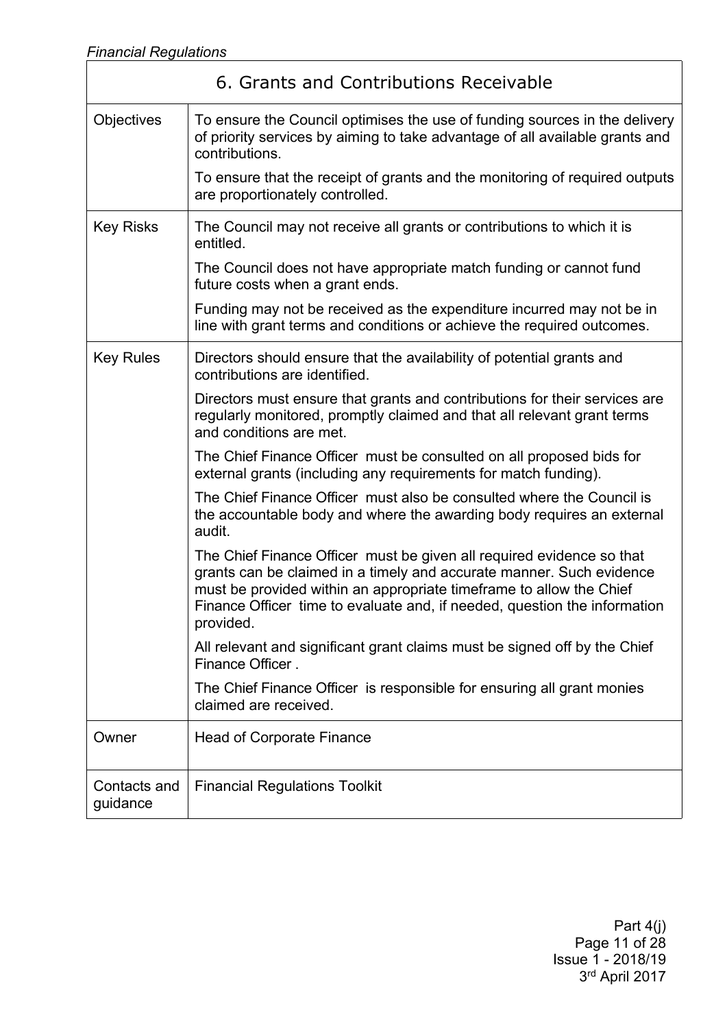| 6. Grants and Contributions Receivable | |
|---|---|
| Objectives | To ensure the Council optimises the use of funding sources in the delivery of priority services by aiming to take advantage of all available grants and contributions.<br><br>To ensure that the receipt of grants and the monitoring of required outputs are proportionately controlled. |
| Key Risks | The Council may not receive all grants or contributions to which it is entitled.<br><br>The Council does not have appropriate match funding or cannot fund future costs when a grant ends.<br><br>Funding may not be received as the expenditure incurred may not be in line with grant terms and conditions or achieve the required outcomes. |
| Key Rules | Directors should ensure that the availability of potential grants and contributions are identified.<br><br>Directors must ensure that grants and contributions for their services are regularly monitored, promptly claimed and that all relevant grant terms and conditions are met.<br><br>The Chief Finance Officer must be consulted on all proposed bids for external grants (including any requirements for match funding).<br><br>The Chief Finance Officer must also be consulted where the Council is the accountable body and where the awarding body requires an external audit.<br><br>The Chief Finance Officer must be given all required evidence so that grants can be claimed in a timely and accurate manner. Such evidence must be provided within an appropriate timeframe to allow the Chief Finance Officer time to evaluate and, if needed, question the information provided.<br><br>All relevant and significant grant claims must be signed off by the Chief Finance Officer .<br><br>The Chief Finance Officer is responsible for ensuring all grant monies claimed are received. |
| Owner | Head of Corporate Finance |
| Contacts and guidance | Financial Regulations Toolkit |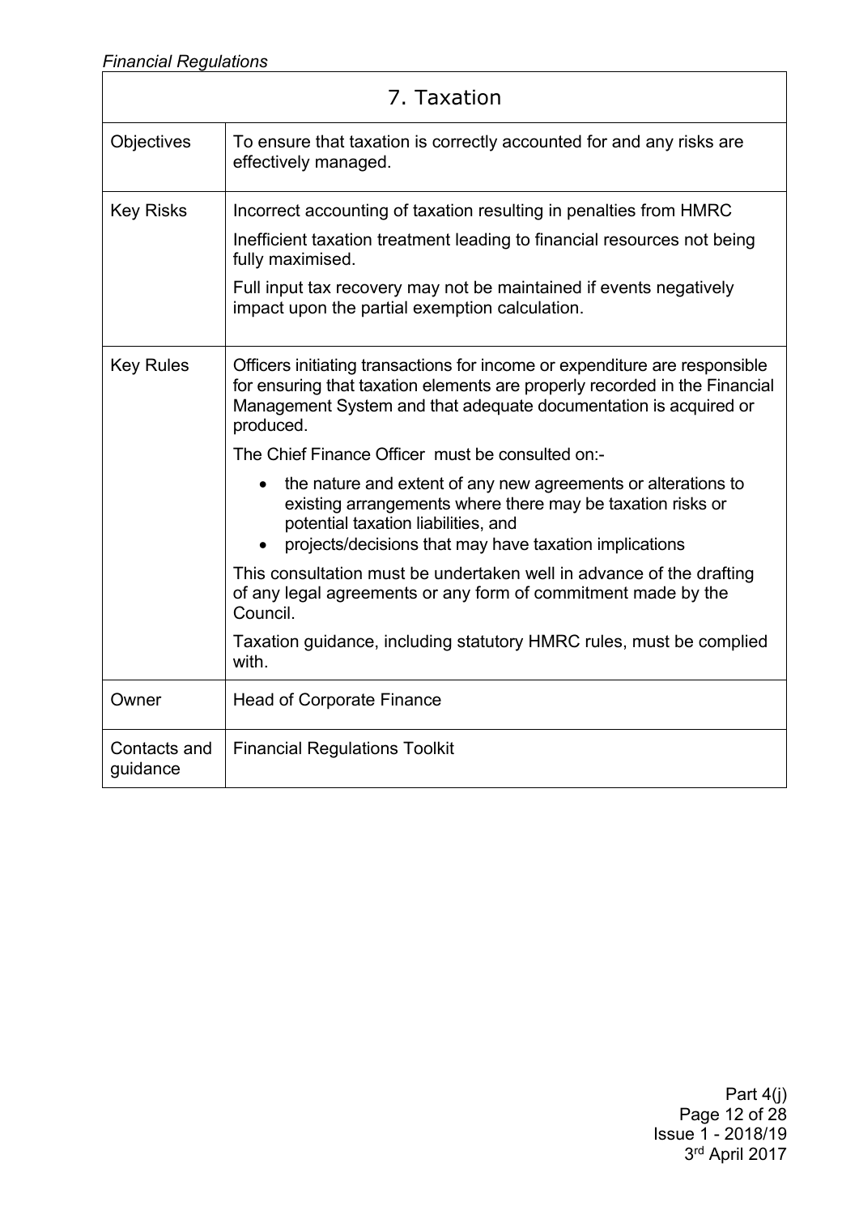| 7. Taxation | |
|---|---|
| Objectives | To ensure that taxation is correctly accounted for and any risks are effectively managed. |
| Key Risks | Incorrect accounting of taxation resulting in penalties from HMRC<br><br>Inefficient taxation treatment leading to financial resources not being fully maximised.<br><br>Full input tax recovery may not be maintained if events negatively impact upon the partial exemption calculation. |
| Key Rules | Officers initiating transactions for income or expenditure are responsible for ensuring that taxation elements are properly recorded in the Financial Management System and that adequate documentation is acquired or produced.<br><br>The Chief Finance Officer must be consulted on:-<br><br>• the nature and extent of any new agreements or alterations to existing arrangements where there may be taxation risks or potential taxation liabilities, and<br>• projects/decisions that may have taxation implications<br><br>This consultation must be undertaken well in advance of the drafting of any legal agreements or any form of commitment made by the Council.<br><br>Taxation guidance, including statutory HMRC rules, must be complied with. |
| Owner | Head of Corporate Finance |
| Contacts and guidance | Financial Regulations Toolkit |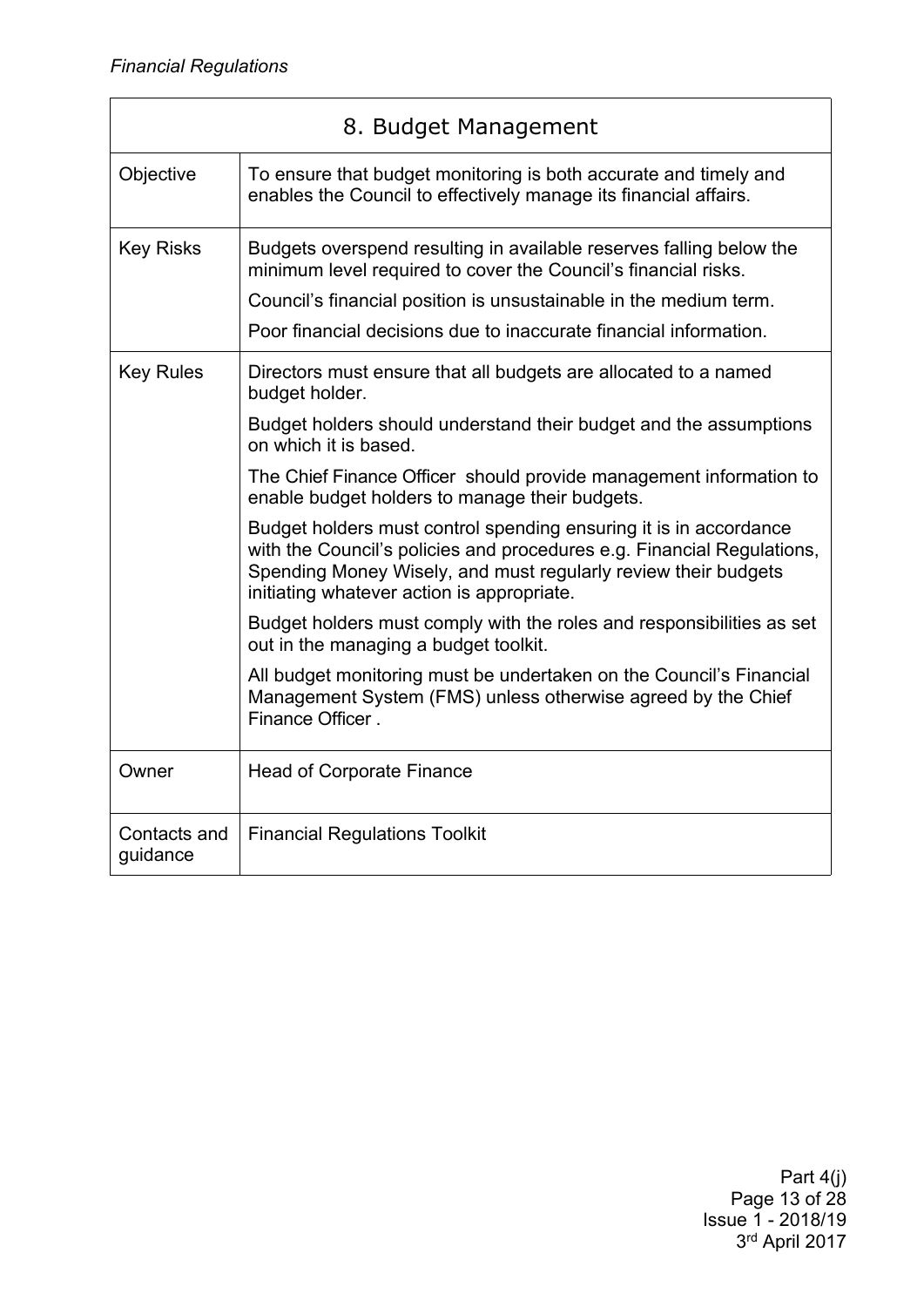| 8. Budget Management | |
|---|---|
| Objective | To ensure that budget monitoring is both accurate and timely and enables the Council to effectively manage its financial affairs. |
| Key Risks | Budgets overspend resulting in available reserves falling below the minimum level required to cover the Council's financial risks.<br>Council's financial position is unsustainable in the medium term.<br>Poor financial decisions due to inaccurate financial information. |
| Key Rules | Directors must ensure that all budgets are allocated to a named budget holder.<br>Budget holders should understand their budget and the assumptions on which it is based.<br>The Chief Finance Officer should provide management information to enable budget holders to manage their budgets.<br>Budget holders must control spending ensuring it is in accordance with the Council's policies and procedures e.g. Financial Regulations, Spending Money Wisely, and must regularly review their budgets initiating whatever action is appropriate.<br>Budget holders must comply with the roles and responsibilities as set out in the managing a budget toolkit.<br>All budget monitoring must be undertaken on the Council's Financial Management System (FMS) unless otherwise agreed by the Chief Finance Officer . |
| Owner | Head of Corporate Finance |
| Contacts and guidance | Financial Regulations Toolkit |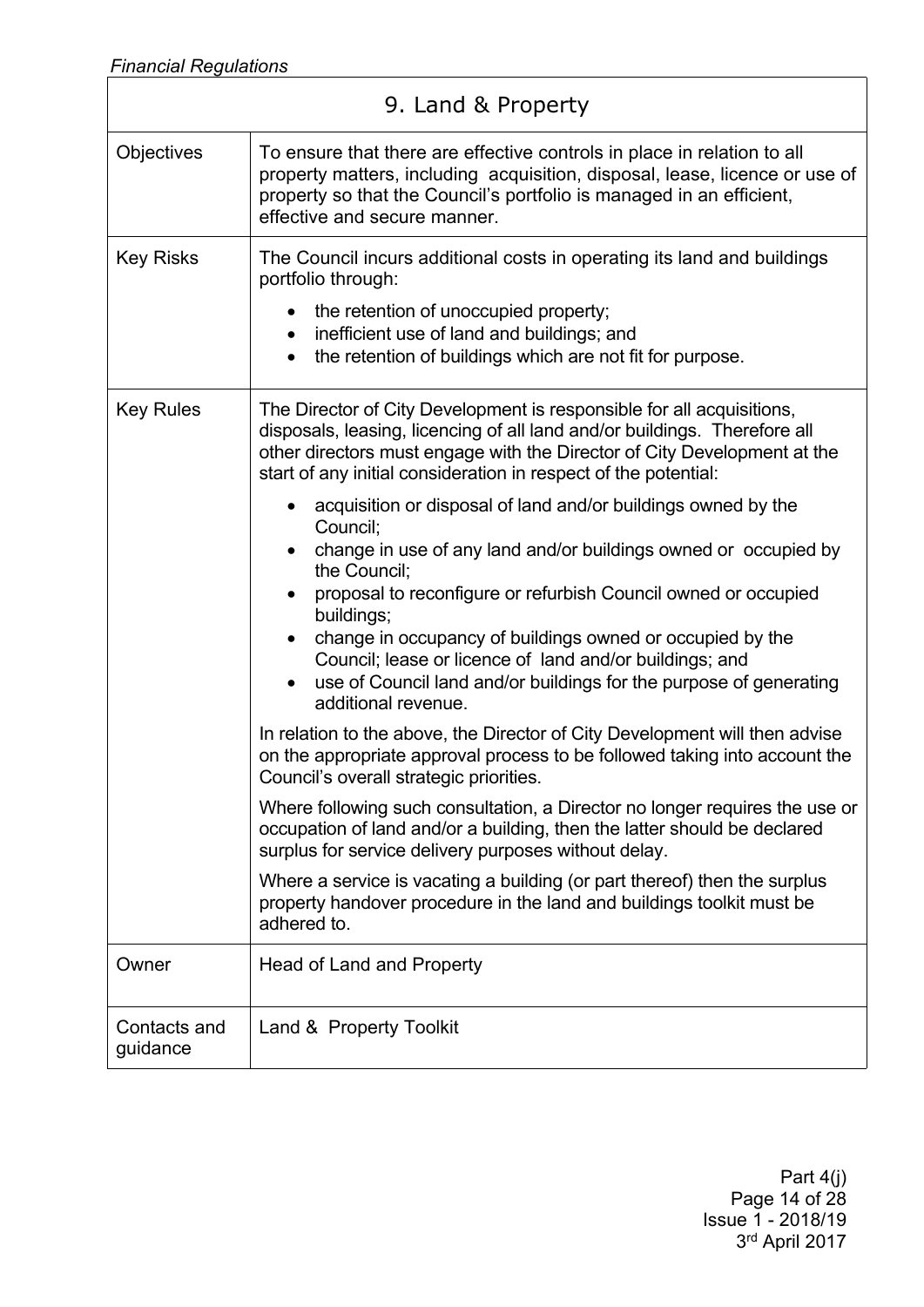| 9. Land & Property | |
|---|---|
| Objectives | To ensure that there are effective controls in place in relation to all property matters, including acquisition, disposal, lease, licence or use of property so that the Council's portfolio is managed in an efficient, effective and secure manner. |
| Key Risks | The Council incurs additional costs in operating its land and buildings portfolio through:<br>• the retention of unoccupied property;<br>• inefficient use of land and buildings; and<br>• the retention of buildings which are not fit for purpose. |
| Key Rules | The Director of City Development is responsible for all acquisitions, disposals, leasing, licencing of all land and/or buildings. Therefore all other directors must engage with the Director of City Development at the start of any initial consideration in respect of the potential:<br>• acquisition or disposal of land and/or buildings owned by the Council;<br>• change in use of any land and/or buildings owned or occupied by the Council;<br>• proposal to reconfigure or refurbish Council owned or occupied buildings;<br>• change in occupancy of buildings owned or occupied by the Council; lease or licence of land and/or buildings; and<br>• use of Council land and/or buildings for the purpose of generating additional revenue.<br><br>In relation to the above, the Director of City Development will then advise on the appropriate approval process to be followed taking into account the Council's overall strategic priorities.<br><br>Where following such consultation, a Director no longer requires the use or occupation of land and/or a building, then the latter should be declared surplus for service delivery purposes without delay.<br><br>Where a service is vacating a building (or part thereof) then the surplus property handover procedure in the land and buildings toolkit must be adhered to. |
| Owner | Head of Land and Property |
| Contacts and guidance | Land & Property Toolkit |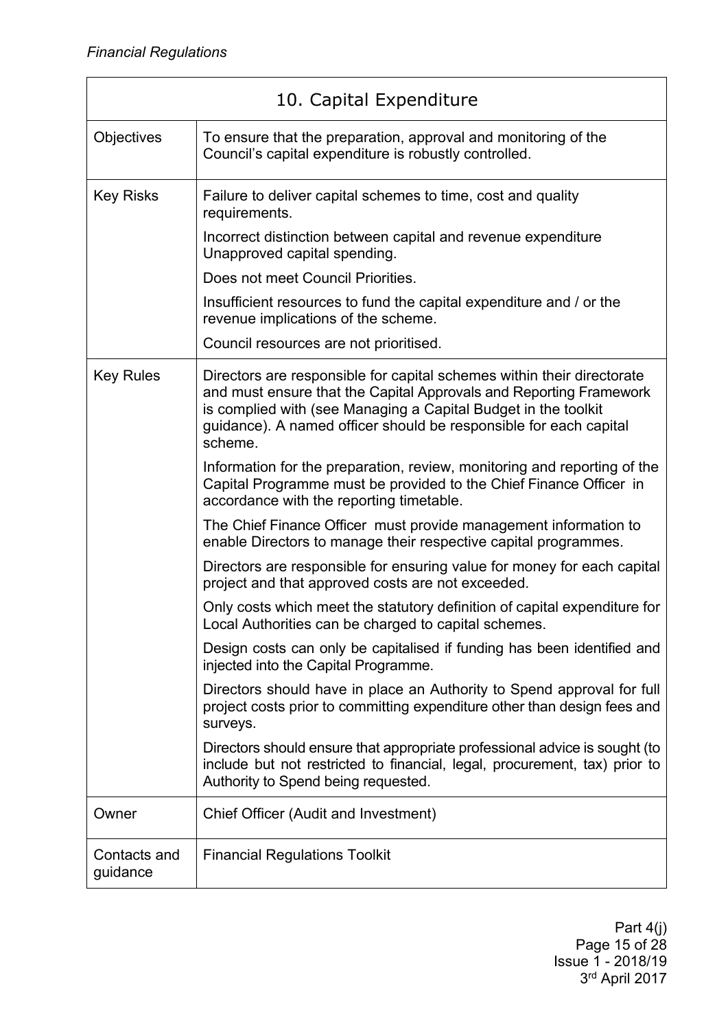| 10. Capital Expenditure | |
|---|---|
| Objectives | To ensure that the preparation, approval and monitoring of the Council's capital expenditure is robustly controlled. |
| Key Risks | Failure to deliver capital schemes to time, cost and quality requirements.<br><br>Incorrect distinction between capital and revenue expenditure Unapproved capital spending.<br><br>Does not meet Council Priorities.<br><br>Insufficient resources to fund the capital expenditure and / or the revenue implications of the scheme.<br><br>Council resources are not prioritised. |
| Key Rules | Directors are responsible for capital schemes within their directorate and must ensure that the Capital Approvals and Reporting Framework is complied with (see Managing a Capital Budget in the toolkit guidance). A named officer should be responsible for each capital scheme.<br><br>Information for the preparation, review, monitoring and reporting of the Capital Programme must be provided to the Chief Finance Officer in accordance with the reporting timetable.<br><br>The Chief Finance Officer must provide management information to enable Directors to manage their respective capital programmes.<br><br>Directors are responsible for ensuring value for money for each capital project and that approved costs are not exceeded.<br><br>Only costs which meet the statutory definition of capital expenditure for Local Authorities can be charged to capital schemes.<br><br>Design costs can only be capitalised if funding has been identified and injected into the Capital Programme.<br><br>Directors should have in place an Authority to Spend approval for full project costs prior to committing expenditure other than design fees and surveys.<br><br>Directors should ensure that appropriate professional advice is sought (to include but not restricted to financial, legal, procurement, tax) prior to Authority to Spend being requested. |
| Owner | Chief Officer (Audit and Investment) |
| Contacts and guidance | Financial Regulations Toolkit |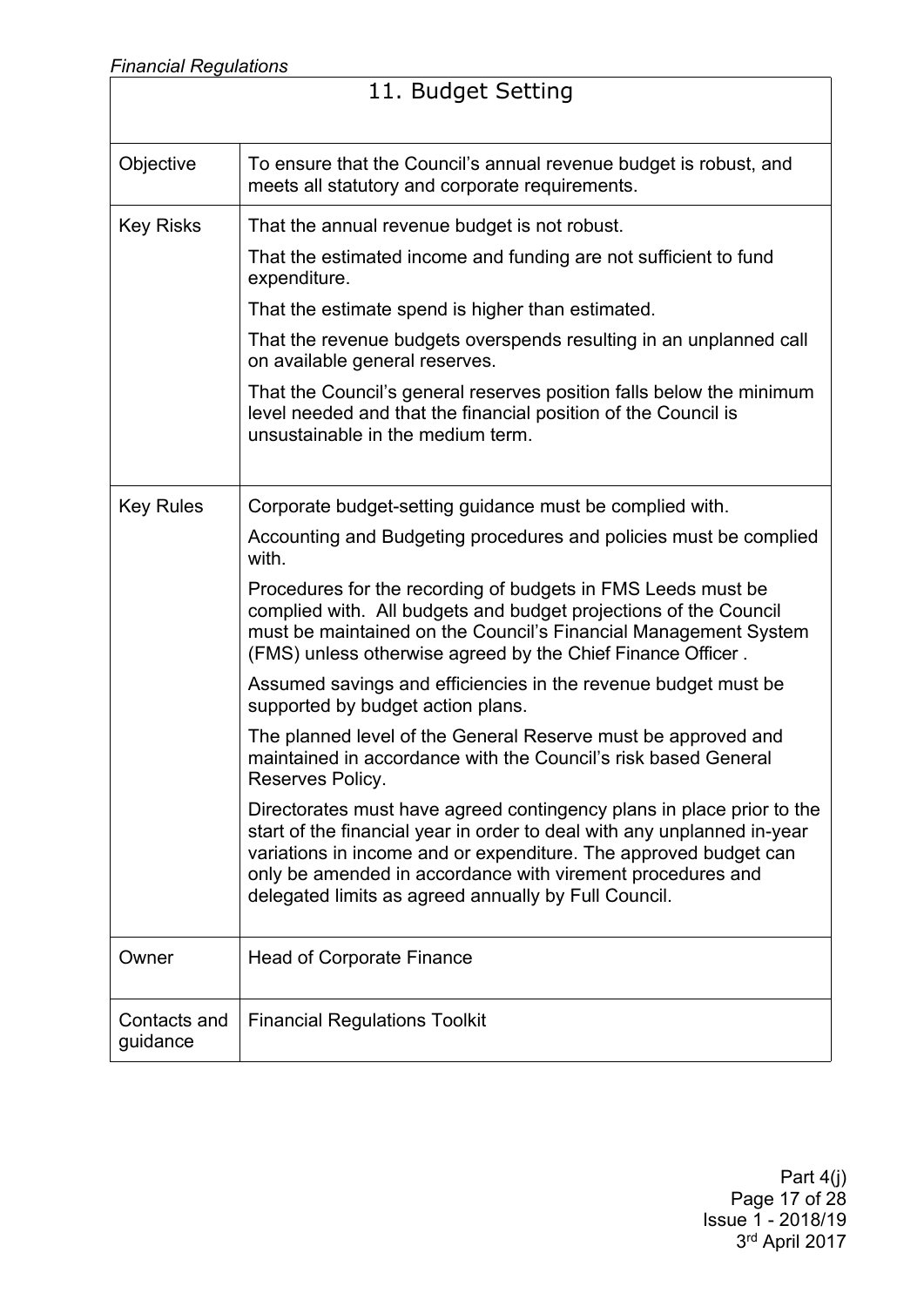## 11. Budget Setting

| | |
|---|---|
| Objective | To ensure that the Council's annual revenue budget is robust, and meets all statutory and corporate requirements. |
| Key Risks | That the annual revenue budget is not robust.<br><br>That the estimated income and funding are not sufficient to fund expenditure.<br><br>That the estimate spend is higher than estimated.<br><br>That the revenue budgets overspends resulting in an unplanned call on available general reserves.<br><br>That the Council's general reserves position falls below the minimum level needed and that the financial position of the Council is unsustainable in the medium term. |
| Key Rules | Corporate budget-setting guidance must be complied with.<br><br>Accounting and Budgeting procedures and policies must be complied with.<br><br>Procedures for the recording of budgets in FMS Leeds must be complied with. All budgets and budget projections of the Council must be maintained on the Council's Financial Management System (FMS) unless otherwise agreed by the Chief Finance Officer .<br><br>Assumed savings and efficiencies in the revenue budget must be supported by budget action plans.<br><br>The planned level of the General Reserve must be approved and maintained in accordance with the Council's risk based General Reserves Policy.<br><br>Directorates must have agreed contingency plans in place prior to the start of the financial year in order to deal with any unplanned in-year variations in income and or expenditure. The approved budget can only be amended in accordance with virement procedures and delegated limits as agreed annually by Full Council. |
| Owner | Head of Corporate Finance |
| Contacts and guidance | Financial Regulations Toolkit |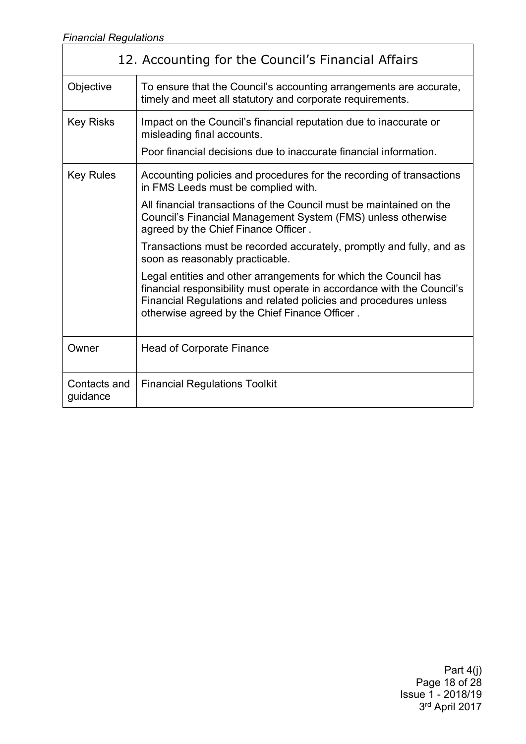| 12. Accounting for the Council's Financial Affairs | |
|---|---|
| Objective | To ensure that the Council's accounting arrangements are accurate, timely and meet all statutory and corporate requirements. |
| Key Risks | Impact on the Council's financial reputation due to inaccurate or misleading final accounts.<br><br>Poor financial decisions due to inaccurate financial information. |
| Key Rules | Accounting policies and procedures for the recording of transactions in FMS Leeds must be complied with.<br><br>All financial transactions of the Council must be maintained on the Council's Financial Management System (FMS) unless otherwise agreed by the Chief Finance Officer .<br><br>Transactions must be recorded accurately, promptly and fully, and as soon as reasonably practicable.<br><br>Legal entities and other arrangements for which the Council has financial responsibility must operate in accordance with the Council's Financial Regulations and related policies and procedures unless otherwise agreed by the Chief Finance Officer . |
| Owner | Head of Corporate Finance |
| Contacts and guidance | Financial Regulations Toolkit |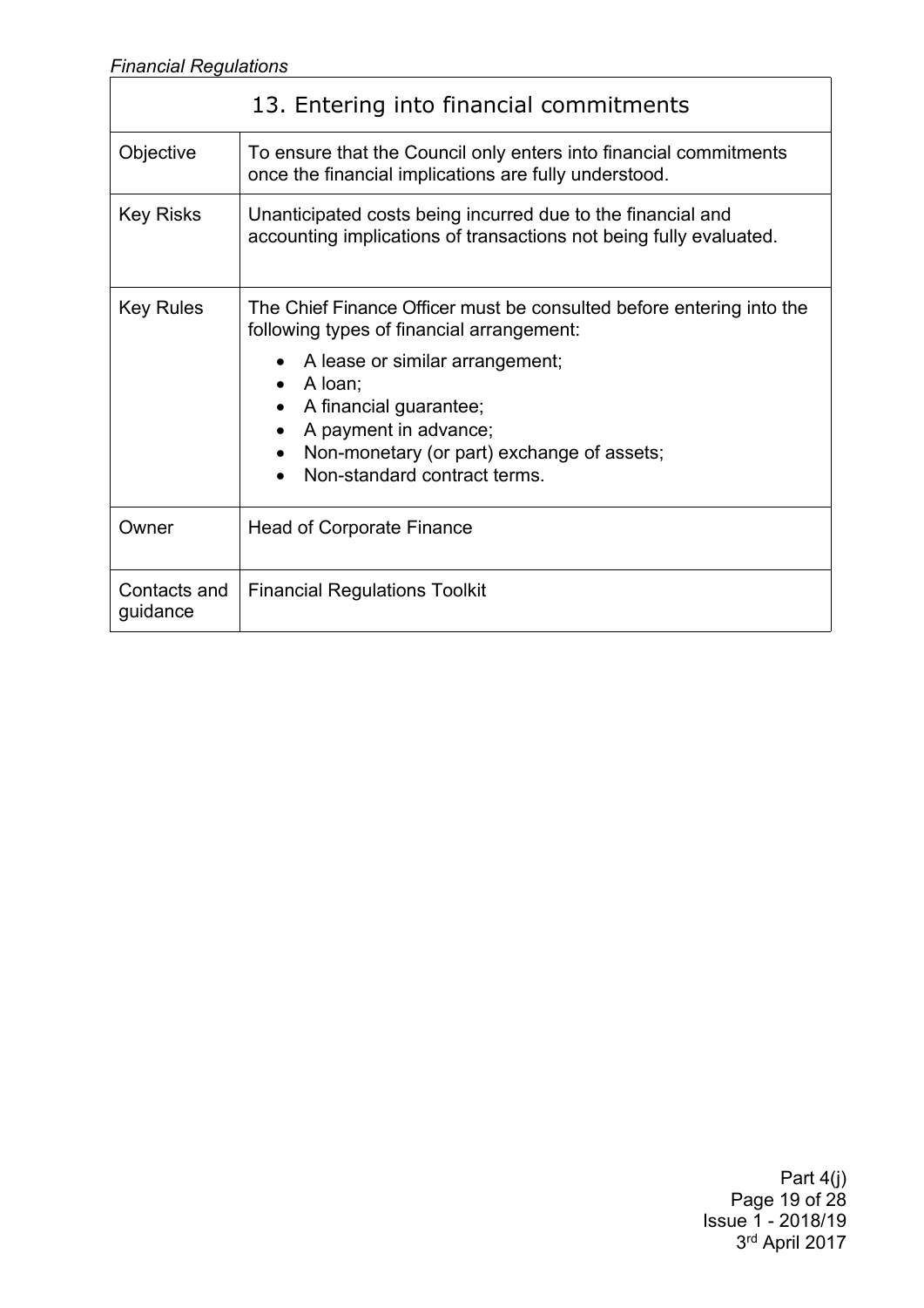| 13. Entering into financial commitments | |
|---|---|
| Objective | To ensure that the Council only enters into financial commitments once the financial implications are fully understood. |
| Key Risks | Unanticipated costs being incurred due to the financial and accounting implications of transactions not being fully evaluated. |
| Key Rules | The Chief Finance Officer must be consulted before entering into the following types of financial arrangement:<br>• A lease or similar arrangement;<br>• A loan;<br>• A financial guarantee;<br>• A payment in advance;<br>• Non-monetary (or part) exchange of assets;<br>• Non-standard contract terms. |
| Owner | Head of Corporate Finance |
| Contacts and guidance | Financial Regulations Toolkit |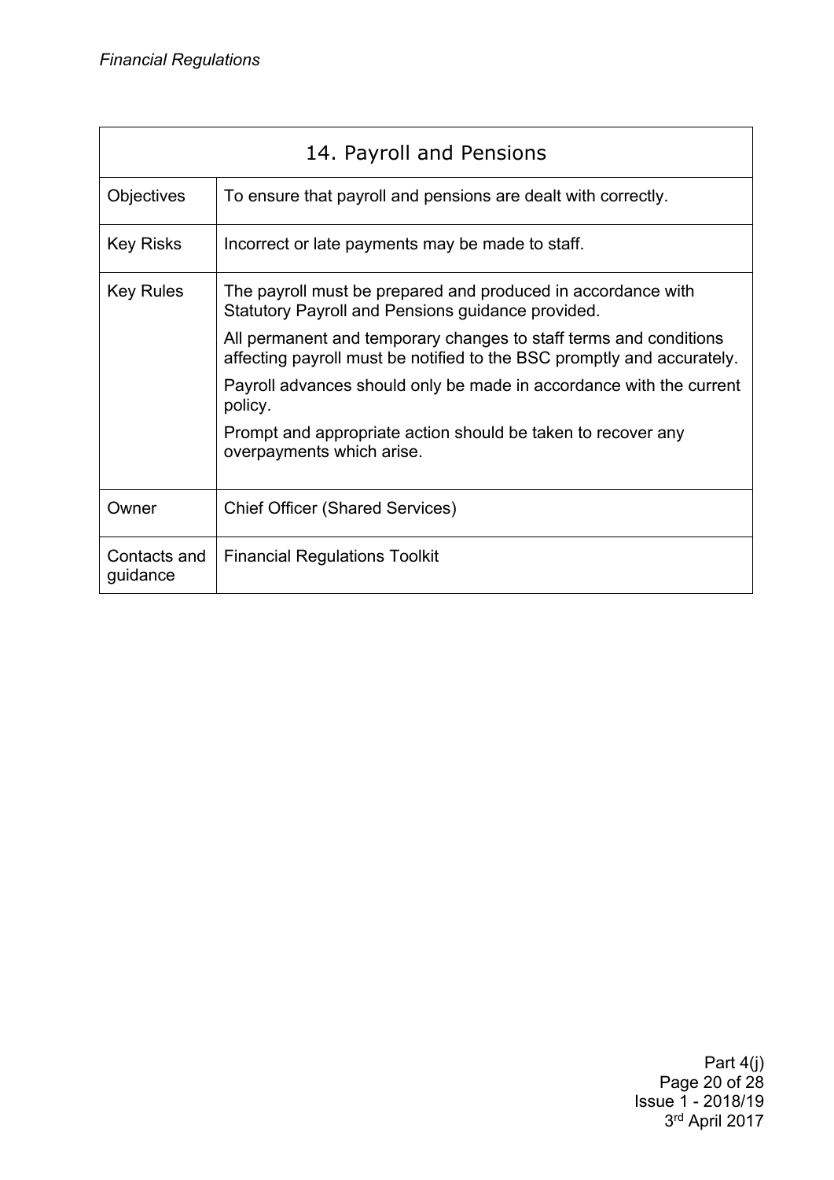| 14. Payroll and Pensions | |
|---|---|
| Objectives | To ensure that payroll and pensions are dealt with correctly. |
| Key Risks | Incorrect or late payments may be made to staff. |
| Key Rules | The payroll must be prepared and produced in accordance with Statutory Payroll and Pensions guidance provided.<br><br>All permanent and temporary changes to staff terms and conditions affecting payroll must be notified to the BSC promptly and accurately.<br><br>Payroll advances should only be made in accordance with the current policy.<br><br>Prompt and appropriate action should be taken to recover any overpayments which arise. |
| Owner | Chief Officer (Shared Services) |
| Contacts and guidance | Financial Regulations Toolkit |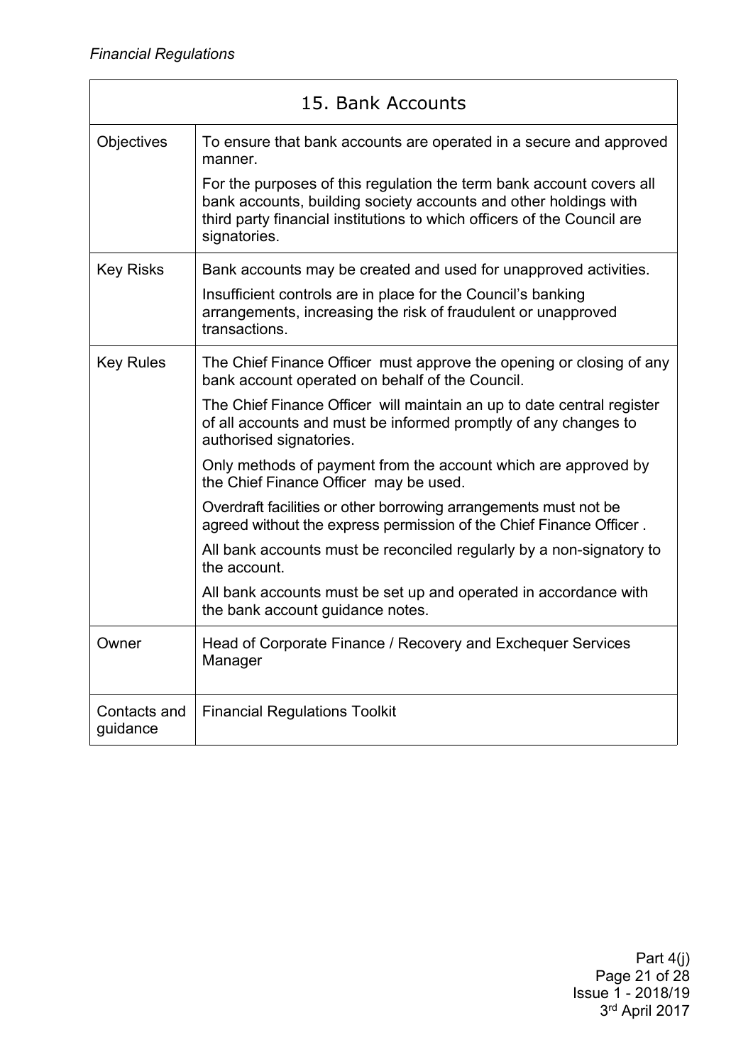| 15. Bank Accounts | |
|---|---|
| Objectives | To ensure that bank accounts are operated in a secure and approved manner.<br>For the purposes of this regulation the term bank account covers all bank accounts, building society accounts and other holdings with third party financial institutions to which officers of the Council are signatories. |
| Key Risks | Bank accounts may be created and used for unapproved activities.<br>Insufficient controls are in place for the Council's banking arrangements, increasing the risk of fraudulent or unapproved transactions. |
| Key Rules | The Chief Finance Officer must approve the opening or closing of any bank account operated on behalf of the Council.<br>The Chief Finance Officer will maintain an up to date central register of all accounts and must be informed promptly of any changes to authorised signatories.<br>Only methods of payment from the account which are approved by the Chief Finance Officer may be used.<br>Overdraft facilities or other borrowing arrangements must not be agreed without the express permission of the Chief Finance Officer .<br>All bank accounts must be reconciled regularly by a non-signatory to the account.<br>All bank accounts must be set up and operated in accordance with the bank account guidance notes. |
| Owner | Head of Corporate Finance / Recovery and Exchequer Services Manager |
| Contacts and guidance | Financial Regulations Toolkit |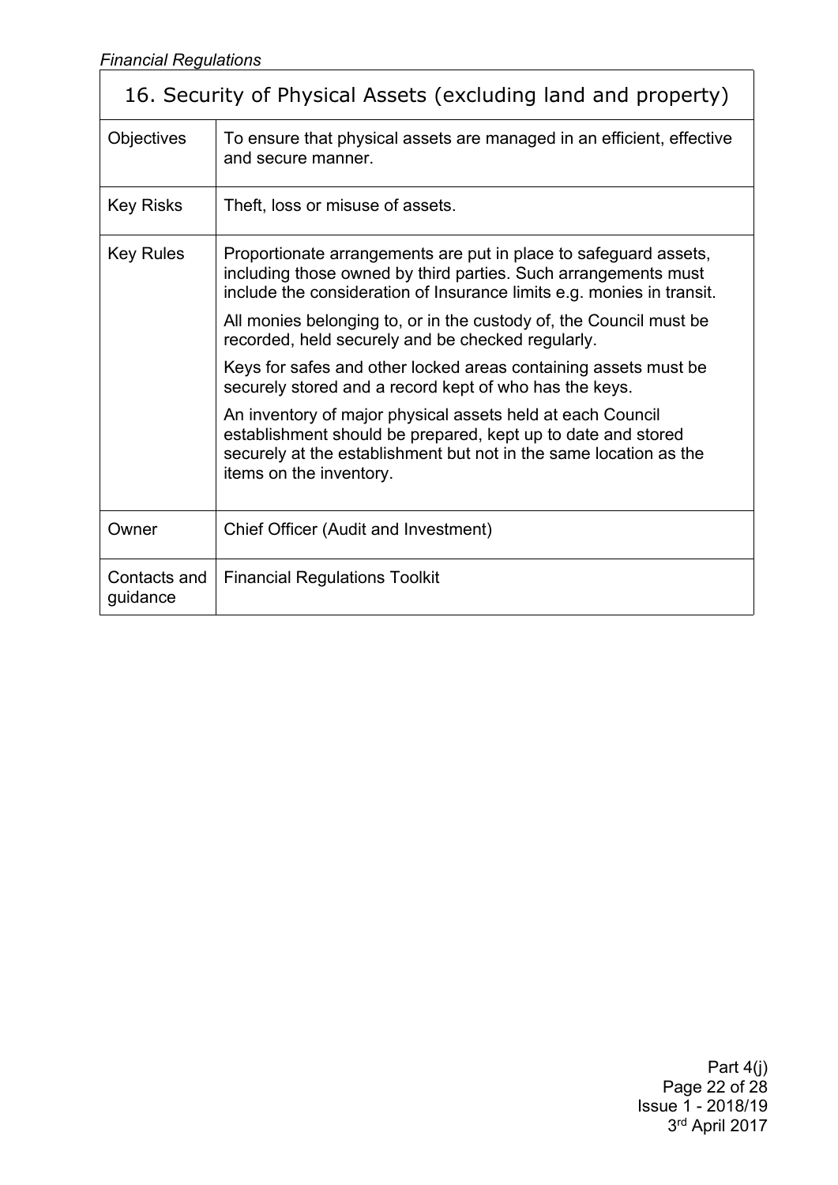| 16. Security of Physical Assets (excluding land and property) | |
|---|---|
| Objectives | To ensure that physical assets are managed in an efficient, effective and secure manner. |
| Key Risks | Theft, loss or misuse of assets. |
| Key Rules | Proportionate arrangements are put in place to safeguard assets, including those owned by third parties. Such arrangements must include the consideration of Insurance limits e.g. monies in transit.<br><br>All monies belonging to, or in the custody of, the Council must be recorded, held securely and be checked regularly.<br><br>Keys for safes and other locked areas containing assets must be securely stored and a record kept of who has the keys.<br><br>An inventory of major physical assets held at each Council establishment should be prepared, kept up to date and stored securely at the establishment but not in the same location as the items on the inventory. |
| Owner | Chief Officer (Audit and Investment) |
| Contacts and guidance | Financial Regulations Toolkit |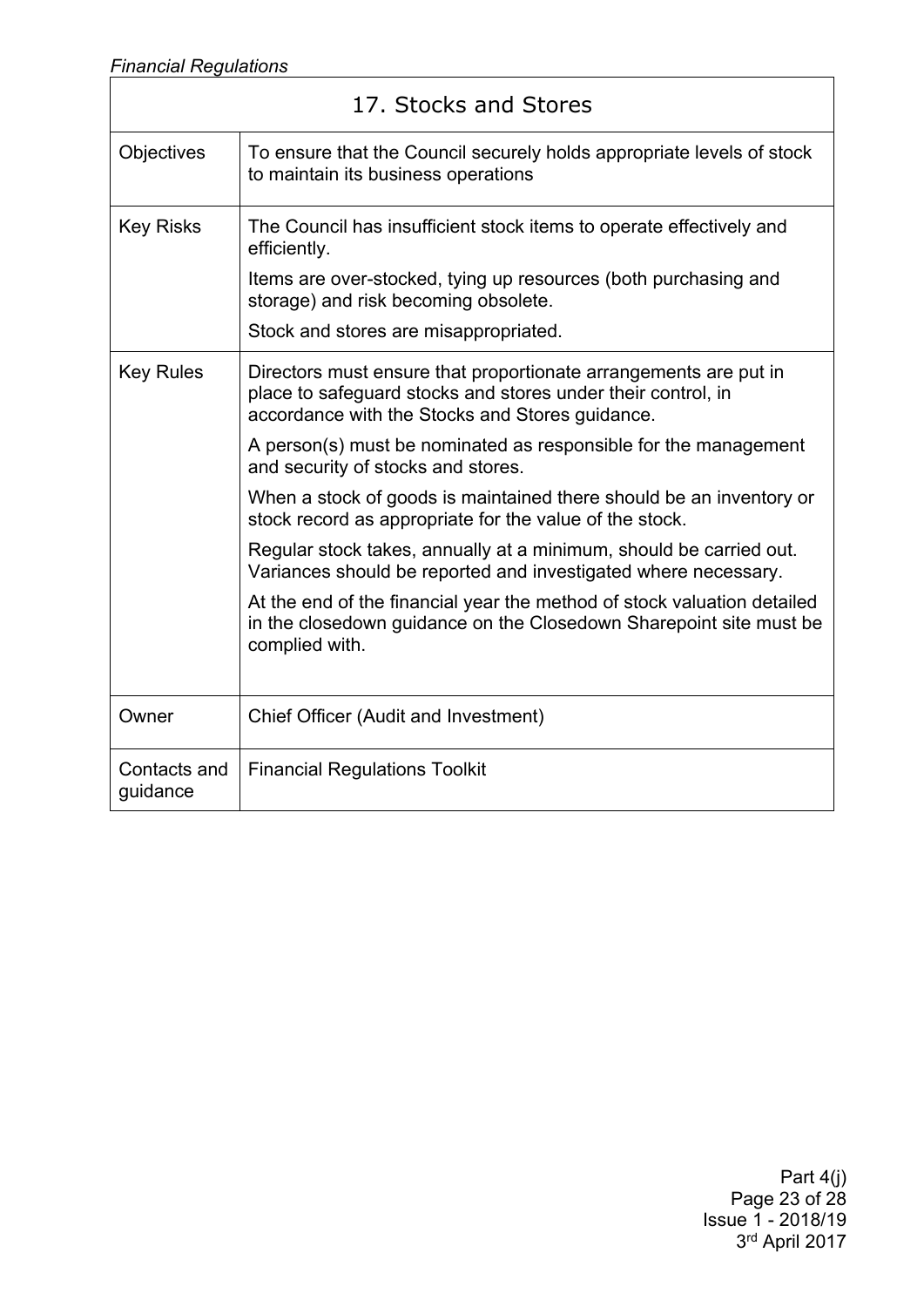| 17. Stocks and Stores | |
|---|---|
| Objectives | To ensure that the Council securely holds appropriate levels of stock to maintain its business operations |
| Key Risks | The Council has insufficient stock items to operate effectively and efficiently.<br><br>Items are over-stocked, tying up resources (both purchasing and storage) and risk becoming obsolete.<br><br>Stock and stores are misappropriated. |
| Key Rules | Directors must ensure that proportionate arrangements are put in place to safeguard stocks and stores under their control, in accordance with the Stocks and Stores guidance.<br><br>A person(s) must be nominated as responsible for the management and security of stocks and stores.<br><br>When a stock of goods is maintained there should be an inventory or stock record as appropriate for the value of the stock.<br><br>Regular stock takes, annually at a minimum, should be carried out. Variances should be reported and investigated where necessary.<br><br>At the end of the financial year the method of stock valuation detailed in the closedown guidance on the Closedown Sharepoint site must be complied with. |
| Owner | Chief Officer (Audit and Investment) |
| Contacts and guidance | Financial Regulations Toolkit |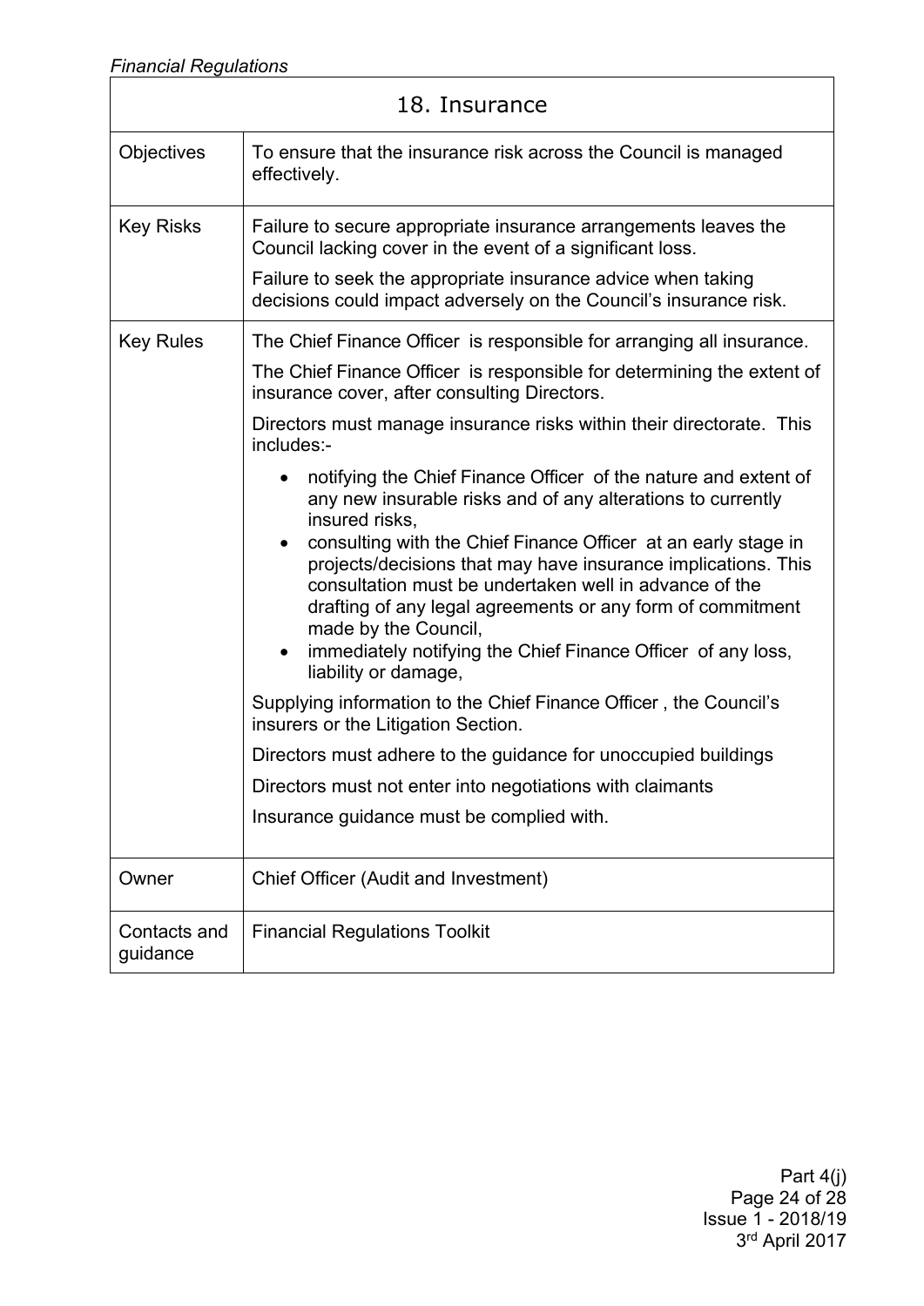| 18. Insurance | |
|---|---|
| Objectives | To ensure that the insurance risk across the Council is managed effectively. |
| Key Risks | Failure to secure appropriate insurance arrangements leaves the Council lacking cover in the event of a significant loss.<br><br>Failure to seek the appropriate insurance advice when taking decisions could impact adversely on the Council's insurance risk. |
| Key Rules | The Chief Finance Officer is responsible for arranging all insurance.<br><br>The Chief Finance Officer is responsible for determining the extent of insurance cover, after consulting Directors.<br><br>Directors must manage insurance risks within their directorate. This includes:-<br><br>• notifying the Chief Finance Officer of the nature and extent of any new insurable risks and of any alterations to currently insured risks,<br>• consulting with the Chief Finance Officer at an early stage in projects/decisions that may have insurance implications. This consultation must be undertaken well in advance of the drafting of any legal agreements or any form of commitment made by the Council,<br>• immediately notifying the Chief Finance Officer of any loss, liability or damage,<br><br>Supplying information to the Chief Finance Officer , the Council's insurers or the Litigation Section.<br><br>Directors must adhere to the guidance for unoccupied buildings<br><br>Directors must not enter into negotiations with claimants<br><br>Insurance guidance must be complied with. |
| Owner | Chief Officer (Audit and Investment) |
| Contacts and guidance | Financial Regulations Toolkit |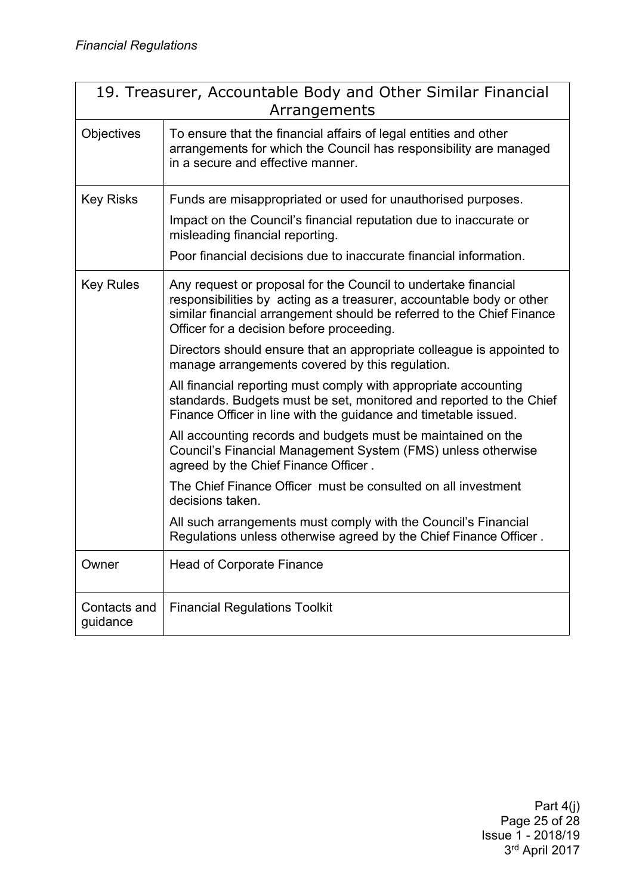| 19. Treasurer, Accountable Body and Other Similar Financial Arrangements | |
|---|---|
| Objectives | To ensure that the financial affairs of legal entities and other arrangements for which the Council has responsibility are managed in a secure and effective manner. |
| Key Risks | Funds are misappropriated or used for unauthorised purposes.<br><br>Impact on the Council's financial reputation due to inaccurate or misleading financial reporting.<br><br>Poor financial decisions due to inaccurate financial information. |
| Key Rules | Any request or proposal for the Council to undertake financial responsibilities by acting as a treasurer, accountable body or other similar financial arrangement should be referred to the Chief Finance Officer for a decision before proceeding.<br><br>Directors should ensure that an appropriate colleague is appointed to manage arrangements covered by this regulation.<br><br>All financial reporting must comply with appropriate accounting standards. Budgets must be set, monitored and reported to the Chief Finance Officer in line with the guidance and timetable issued.<br><br>All accounting records and budgets must be maintained on the Council's Financial Management System (FMS) unless otherwise agreed by the Chief Finance Officer .<br><br>The Chief Finance Officer must be consulted on all investment decisions taken.<br><br>All such arrangements must comply with the Council's Financial Regulations unless otherwise agreed by the Chief Finance Officer . |
| Owner | Head of Corporate Finance |
| Contacts and guidance | Financial Regulations Toolkit |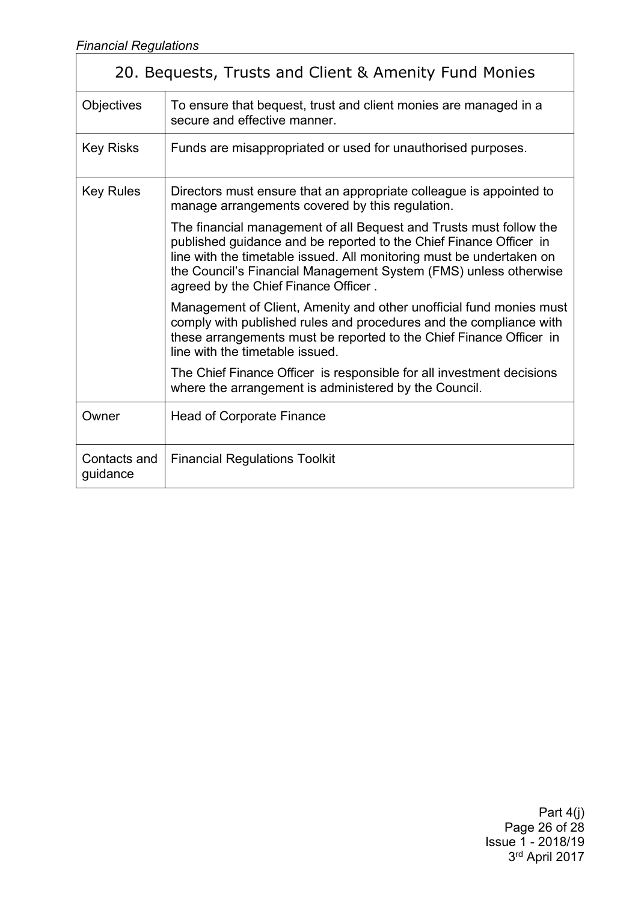| 20. Bequests, Trusts and Client & Amenity Fund Monies | |
|---|---|
| Objectives | To ensure that bequest, trust and client monies are managed in a secure and effective manner. |
| Key Risks | Funds are misappropriated or used for unauthorised purposes. |
| Key Rules | Directors must ensure that an appropriate colleague is appointed to manage arrangements covered by this regulation.<br><br>The financial management of all Bequest and Trusts must follow the published guidance and be reported to the Chief Finance Officer in line with the timetable issued. All monitoring must be undertaken on the Council's Financial Management System (FMS) unless otherwise agreed by the Chief Finance Officer .<br><br>Management of Client, Amenity and other unofficial fund monies must comply with published rules and procedures and the compliance with these arrangements must be reported to the Chief Finance Officer in line with the timetable issued.<br><br>The Chief Finance Officer is responsible for all investment decisions where the arrangement is administered by the Council. |
| Owner | Head of Corporate Finance |
| Contacts and guidance | Financial Regulations Toolkit |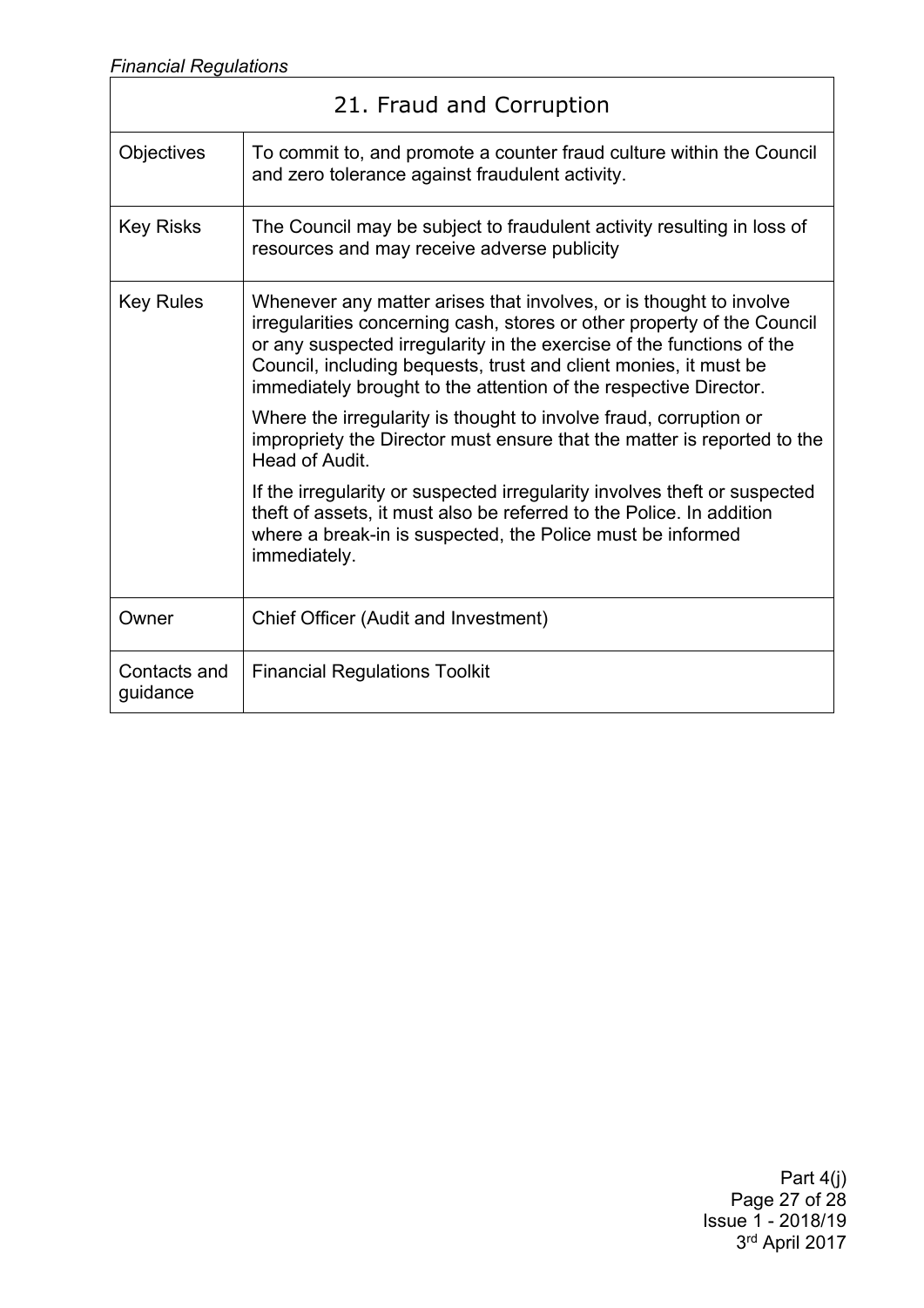| 21. Fraud and Corruption | |
|---|---|
| Objectives | To commit to, and promote a counter fraud culture within the Council and zero tolerance against fraudulent activity. |
| Key Risks | The Council may be subject to fraudulent activity resulting in loss of resources and may receive adverse publicity |
| Key Rules | Whenever any matter arises that involves, or is thought to involve irregularities concerning cash, stores or other property of the Council or any suspected irregularity in the exercise of the functions of the Council, including bequests, trust and client monies, it must be immediately brought to the attention of the respective Director.<br><br>Where the irregularity is thought to involve fraud, corruption or impropriety the Director must ensure that the matter is reported to the Head of Audit.<br><br>If the irregularity or suspected irregularity involves theft or suspected theft of assets, it must also be referred to the Police. In addition where a break-in is suspected, the Police must be informed immediately. |
| Owner | Chief Officer (Audit and Investment) |
| Contacts and guidance | Financial Regulations Toolkit |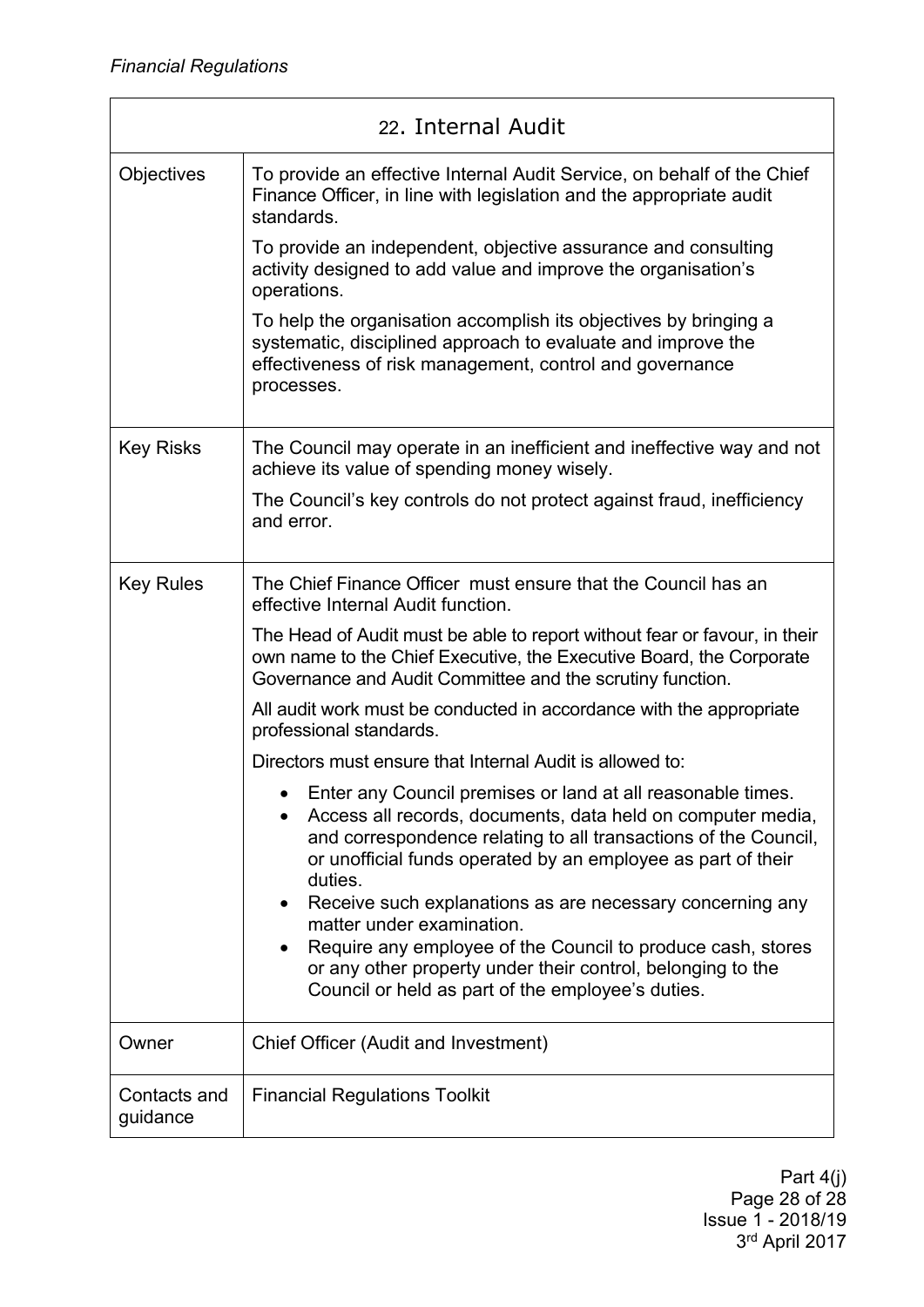| 22. Internal Audit | |
|---|---|
| Objectives | To provide an effective Internal Audit Service, on behalf of the Chief Finance Officer, in line with legislation and the appropriate audit standards.<br><br>To provide an independent, objective assurance and consulting activity designed to add value and improve the organisation's operations.<br><br>To help the organisation accomplish its objectives by bringing a systematic, disciplined approach to evaluate and improve the effectiveness of risk management, control and governance processes. |
| Key Risks | The Council may operate in an inefficient and ineffective way and not achieve its value of spending money wisely.<br><br>The Council's key controls do not protect against fraud, inefficiency and error. |
| Key Rules | The Chief Finance Officer must ensure that the Council has an effective Internal Audit function.<br><br>The Head of Audit must be able to report without fear or favour, in their own name to the Chief Executive, the Executive Board, the Corporate Governance and Audit Committee and the scrutiny function.<br><br>All audit work must be conducted in accordance with the appropriate professional standards.<br><br>Directors must ensure that Internal Audit is allowed to:<br><br>• Enter any Council premises or land at all reasonable times.<br>• Access all records, documents, data held on computer media, and correspondence relating to all transactions of the Council, or unofficial funds operated by an employee as part of their duties.<br>• Receive such explanations as are necessary concerning any matter under examination.<br>• Require any employee of the Council to produce cash, stores or any other property under their control, belonging to the Council or held as part of the employee's duties. |
| Owner | Chief Officer (Audit and Investment) |
| Contacts and guidance | Financial Regulations Toolkit |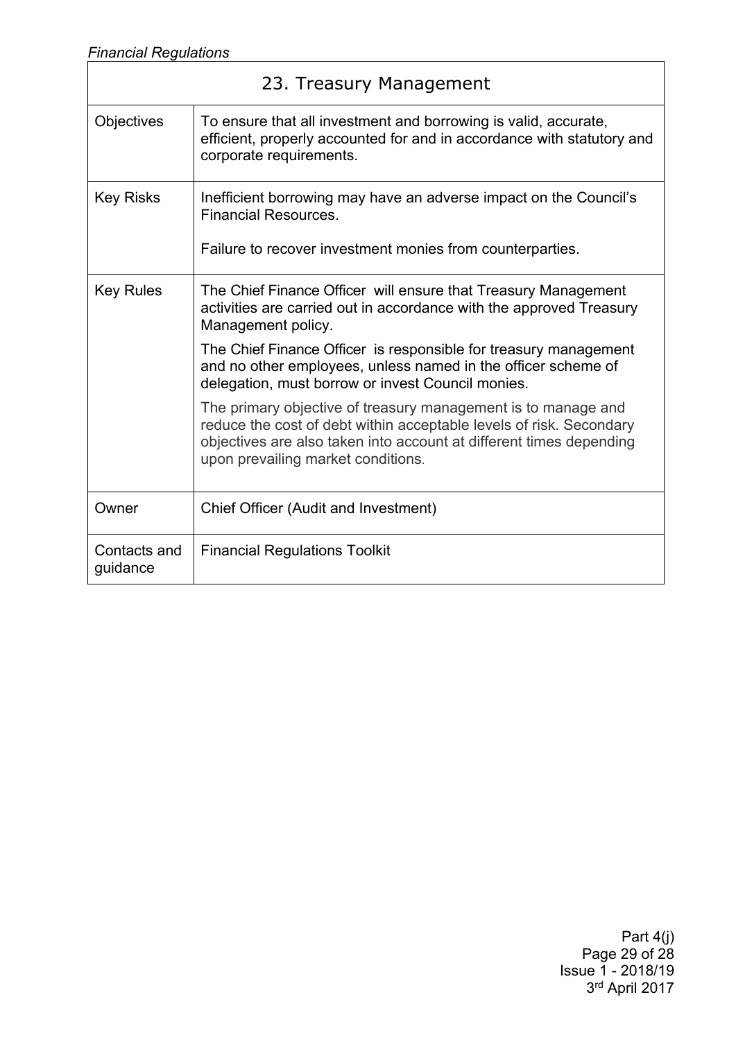| 23. Treasury Management | |
|---|---|
| Objectives | To ensure that all investment and borrowing is valid, accurate, efficient, properly accounted for and in accordance with statutory and corporate requirements. |
| Key Risks | Inefficient borrowing may have an adverse impact on the Council's Financial Resources.<br><br>Failure to recover investment monies from counterparties. |
| Key Rules | The Chief Finance Officer will ensure that Treasury Management activities are carried out in accordance with the approved Treasury Management policy.<br><br>The Chief Finance Officer is responsible for treasury management and no other employees, unless named in the officer scheme of delegation, must borrow or invest Council monies.<br><br>The primary objective of treasury management is to manage and reduce the cost of debt within acceptable levels of risk. Secondary objectives are also taken into account at different times depending upon prevailing market conditions. |
| Owner | Chief Officer (Audit and Investment) |
| Contacts and guidance | Financial Regulations Toolkit |